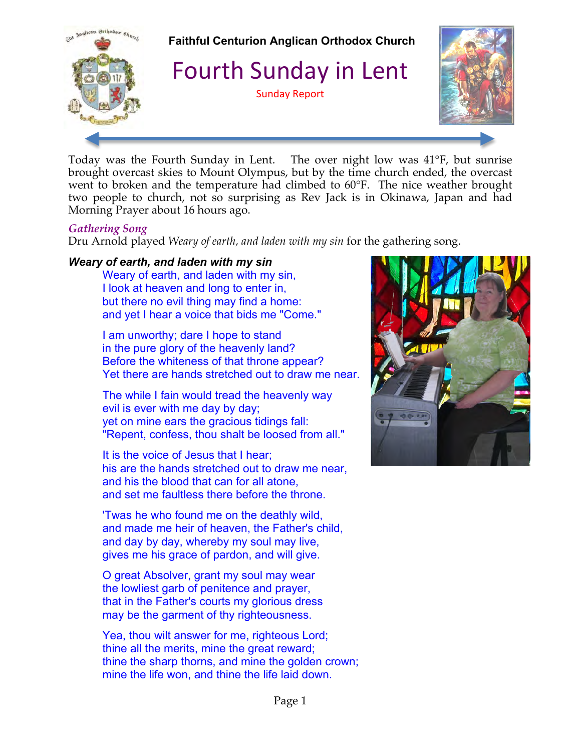**Faithful Centurion Anglican Orthodox Church**

# Fourth Sunday in Lent

Sunday Report

Today was the Fourth Sunday in Lent. The over night low was 41°F, but sunrise brought overcast skies to Mount Olympus, but by the time church ended, the overcast went to broken and the temperature had climbed to 60°F. The nice weather brought two people to church, not so surprising as Rev Jack is in Okinawa, Japan and had Morning Prayer about 16 hours ago.

## *Gathering Song*

Dru Arnold played *Weary of earth, and laden with my sin* for the gathering song.

***Weary of earth, and laden with my sin***

Weary of earth, and laden with my sin,
I look at heaven and long to enter in,
but there no evil thing may find a home:
and yet I hear a voice that bids me "Come."

I am unworthy; dare I hope to stand
in the pure glory of the heavenly land?
Before the whiteness of that throne appear?
Yet there are hands stretched out to draw me near.

The while I fain would tread the heavenly way
evil is ever with me day by day;
yet on mine ears the gracious tidings fall:
"Repent, confess, thou shalt be loosed from all."

It is the voice of Jesus that I hear;
his are the hands stretched out to draw me near,
and his the blood that can for all atone,
and set me faultless there before the throne.

'Twas he who found me on the deathly wild,
and made me heir of heaven, the Father's child,
and day by day, whereby my soul may live,
gives me his grace of pardon, and will give.

O great Absolver, grant my soul may wear
the lowliest garb of penitence and prayer,
that in the Father's courts my glorious dress
may be the garment of thy righteousness.

Yea, thou wilt answer for me, righteous Lord;
thine all the merits, mine the great reward;
thine the sharp thorns, and mine the golden crown;
mine the life won, and thine the life laid down.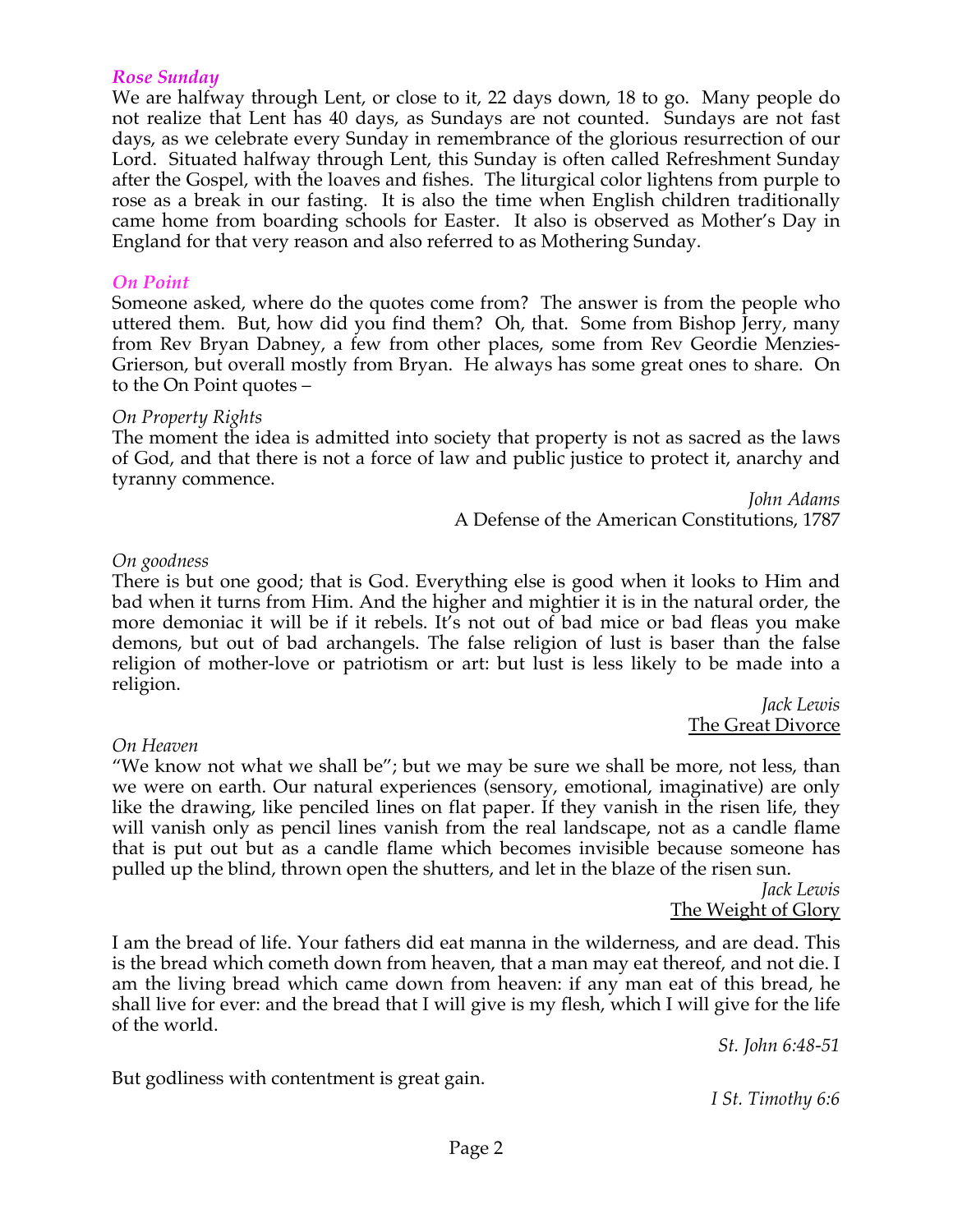### *Rose Sunday*

We are halfway through Lent, or close to it, 22 days down, 18 to go. Many people do not realize that Lent has 40 days, as Sundays are not counted. Sundays are not fast days, as we celebrate every Sunday in remembrance of the glorious resurrection of our Lord. Situated halfway through Lent, this Sunday is often called Refreshment Sunday after the Gospel, with the loaves and fishes. The liturgical color lightens from purple to rose as a break in our fasting. It is also the time when English children traditionally came home from boarding schools for Easter. It also is observed as Mother's Day in England for that very reason and also referred to as Mothering Sunday.

### *On Point*

Someone asked, where do the quotes come from? The answer is from the people who uttered them. But, how did you find them? Oh, that. Some from Bishop Jerry, many from Rev Bryan Dabney, a few from other places, some from Rev Geordie Menzies-Grierson, but overall mostly from Bryan. He always has some great ones to share. On to the On Point quotes –

*On Property Rights*

The moment the idea is admitted into society that property is not as sacred as the laws of God, and that there is not a force of law and public justice to protect it, anarchy and tyranny commence.

*John Adams*
A Defense of the American Constitutions, 1787

*On goodness*

There is but one good; that is God. Everything else is good when it looks to Him and bad when it turns from Him. And the higher and mightier it is in the natural order, the more demoniac it will be if it rebels. It's not out of bad mice or bad fleas you make demons, but out of bad archangels. The false religion of lust is baser than the false religion of mother-love or patriotism or art: but lust is less likely to be made into a religion.

*Jack Lewis*
The Great Divorce

*On Heaven*

"We know not what we shall be"; but we may be sure we shall be more, not less, than we were on earth. Our natural experiences (sensory, emotional, imaginative) are only like the drawing, like penciled lines on flat paper. If they vanish in the risen life, they will vanish only as pencil lines vanish from the real landscape, not as a candle flame that is put out but as a candle flame which becomes invisible because someone has pulled up the blind, thrown open the shutters, and let in the blaze of the risen sun.

*Jack Lewis*
The Weight of Glory

I am the bread of life. Your fathers did eat manna in the wilderness, and are dead. This is the bread which cometh down from heaven, that a man may eat thereof, and not die. I am the living bread which came down from heaven: if any man eat of this bread, he shall live for ever: and the bread that I will give is my flesh, which I will give for the life of the world.

*St. John 6:48-51*

But godliness with contentment is great gain.

*I St. Timothy 6:6*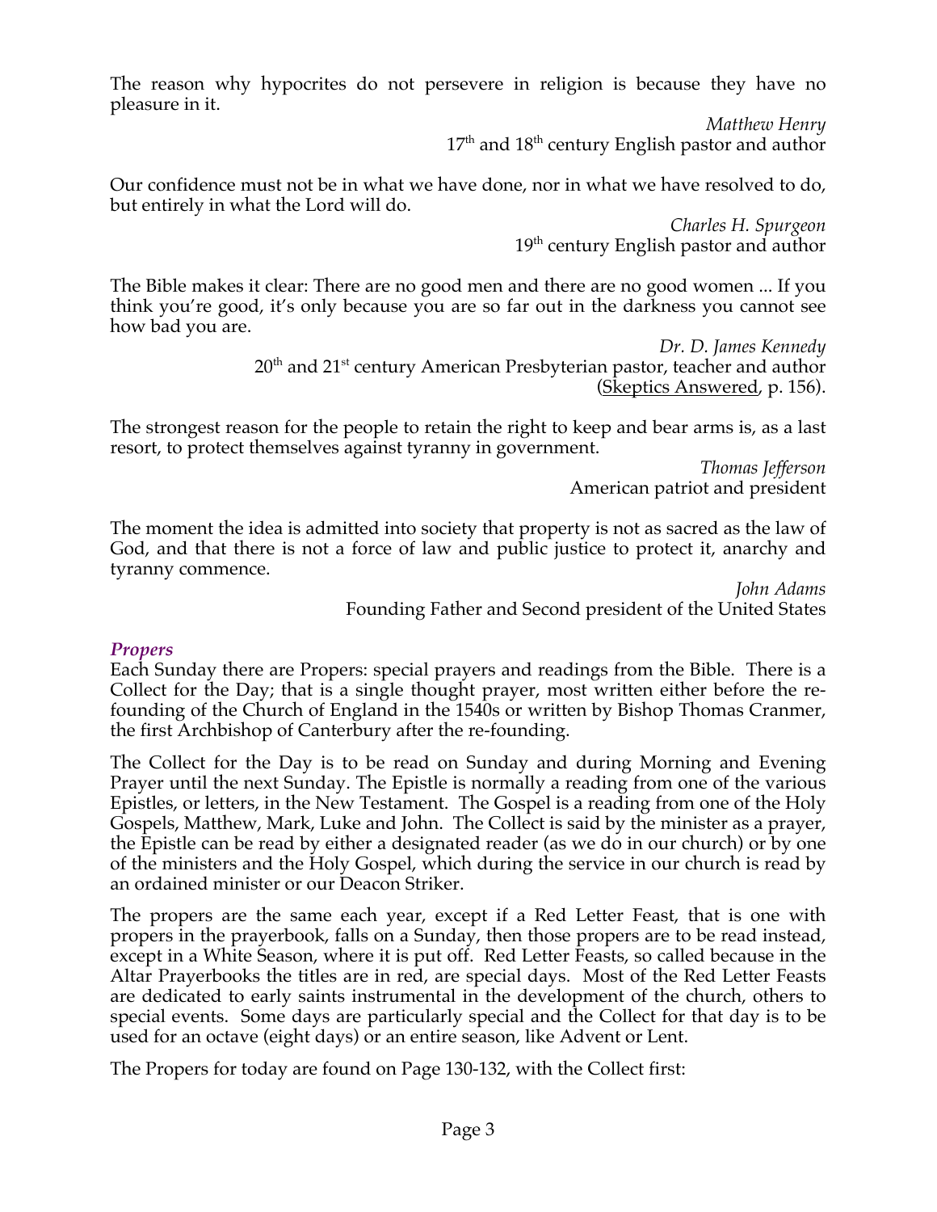The reason why hypocrites do not persevere in religion is because they have no pleasure in it.

*Matthew Henry*
17th and 18th century English pastor and author

Our confidence must not be in what we have done, nor in what we have resolved to do, but entirely in what the Lord will do.

*Charles H. Spurgeon*
19th century English pastor and author

The Bible makes it clear: There are no good men and there are no good women ... If you think you're good, it's only because you are so far out in the darkness you cannot see how bad you are.

*Dr. D. James Kennedy*
20th and 21st century American Presbyterian pastor, teacher and author
(Skeptics Answered, p. 156).

The strongest reason for the people to retain the right to keep and bear arms is, as a last resort, to protect themselves against tyranny in government.

*Thomas Jefferson*
American patriot and president

The moment the idea is admitted into society that property is not as sacred as the law of God, and that there is not a force of law and public justice to protect it, anarchy and tyranny commence.

*John Adams*
Founding Father and Second president of the United States

### *Propers*

Each Sunday there are Propers: special prayers and readings from the Bible. There is a Collect for the Day; that is a single thought prayer, most written either before the re-founding of the Church of England in the 1540s or written by Bishop Thomas Cranmer, the first Archbishop of Canterbury after the re-founding.

The Collect for the Day is to be read on Sunday and during Morning and Evening Prayer until the next Sunday. The Epistle is normally a reading from one of the various Epistles, or letters, in the New Testament. The Gospel is a reading from one of the Holy Gospels, Matthew, Mark, Luke and John. The Collect is said by the minister as a prayer, the Epistle can be read by either a designated reader (as we do in our church) or by one of the ministers and the Holy Gospel, which during the service in our church is read by an ordained minister or our Deacon Striker.

The propers are the same each year, except if a Red Letter Feast, that is one with propers in the prayerbook, falls on a Sunday, then those propers are to be read instead, except in a White Season, where it is put off. Red Letter Feasts, so called because in the Altar Prayerbooks the titles are in red, are special days. Most of the Red Letter Feasts are dedicated to early saints instrumental in the development of the church, others to special events. Some days are particularly special and the Collect for that day is to be used for an octave (eight days) or an entire season, like Advent or Lent.

The Propers for today are found on Page 130-132, with the Collect first: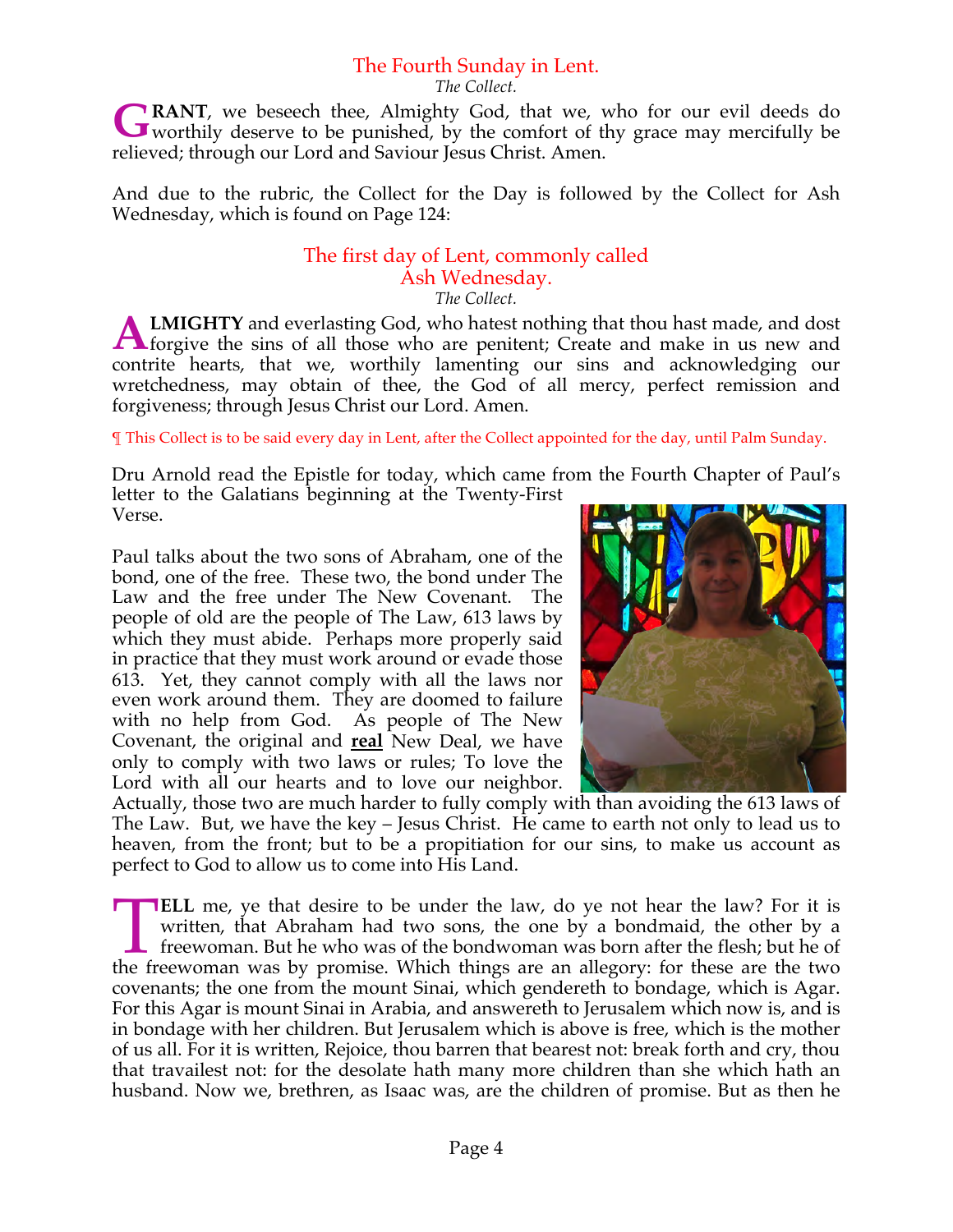## The Fourth Sunday in Lent.

*The Collect.*

**GRANT**, we beseech thee, Almighty God, that we, who for our evil deeds do worthily deserve to be punished, by the comfort of thy grace may mercifully be relieved; through our Lord and Saviour Jesus Christ. Amen.

And due to the rubric, the Collect for the Day is followed by the Collect for Ash Wednesday, which is found on Page 124:

## The first day of Lent, commonly called Ash Wednesday.

*The Collect.*

**ALMIGHTY** and everlasting God, who hatest nothing that thou hast made, and dost forgive the sins of all those who are penitent; Create and make in us new and contrite hearts, that we, worthily lamenting our sins and acknowledging our wretchedness, may obtain of thee, the God of all mercy, perfect remission and forgiveness; through Jesus Christ our Lord. Amen.

¶ This Collect is to be said every day in Lent, after the Collect appointed for the day, until Palm Sunday.

Dru Arnold read the Epistle for today, which came from the Fourth Chapter of Paul's letter to the Galatians beginning at the Twenty-First Verse.

Paul talks about the two sons of Abraham, one of the bond, one of the free. These two, the bond under The Law and the free under The New Covenant. The people of old are the people of The Law, 613 laws by which they must abide. Perhaps more properly said in practice that they must work around or evade those 613. Yet, they cannot comply with all the laws nor even work around them. They are doomed to failure with no help from God. As people of The New Covenant, the original and **real** New Deal, we have only to comply with two laws or rules; To love the Lord with all our hearts and to love our neighbor. Actually, those two are much harder to fully comply with than avoiding the 613 laws of The Law. But, we have the key – Jesus Christ. He came to earth not only to lead us to heaven, from the front; but to be a propitiation for our sins, to make us account as perfect to God to allow us to come into His Land.

**TELL** me, ye that desire to be under the law, do ye not hear the law? For it is written, that Abraham had two sons, the one by a bondmaid, the other by a freewoman. But he who was of the bondwoman was born after the flesh; but he of the freewoman was by promise. Which things are an allegory: for these are the two covenants; the one from the mount Sinai, which gendereth to bondage, which is Agar. For this Agar is mount Sinai in Arabia, and answereth to Jerusalem which now is, and is in bondage with her children. But Jerusalem which is above is free, which is the mother of us all. For it is written, Rejoice, thou barren that bearest not: break forth and cry, thou that travailest not: for the desolate hath many more children than she which hath an husband. Now we, brethren, as Isaac was, are the children of promise. But as then he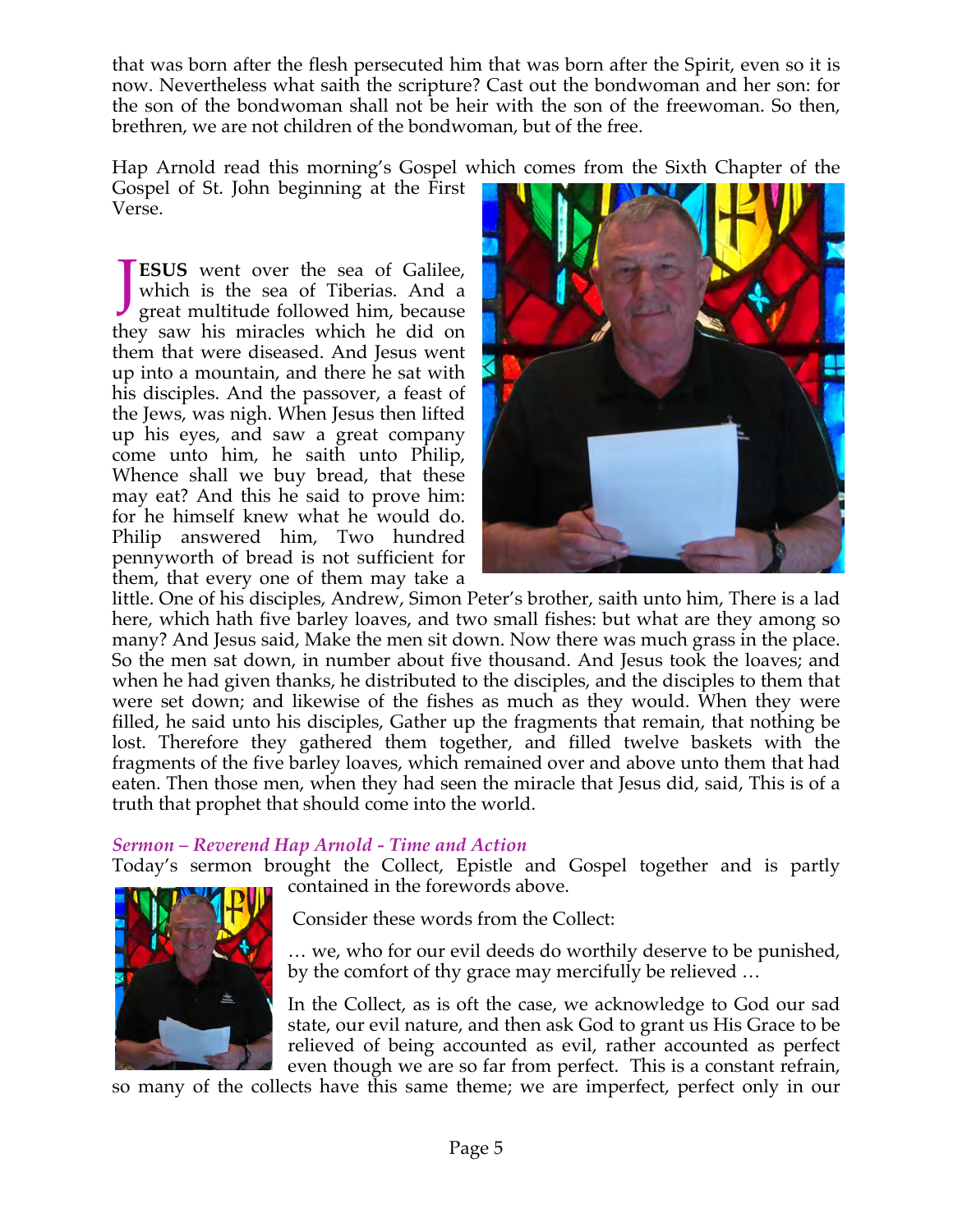that was born after the flesh persecuted him that was born after the Spirit, even so it is now. Nevertheless what saith the scripture? Cast out the bondwoman and her son: for the son of the bondwoman shall not be heir with the son of the freewoman. So then, brethren, we are not children of the bondwoman, but of the free.

Hap Arnold read this morning's Gospel which comes from the Sixth Chapter of the Gospel of St. John beginning at the First Verse.

**JESUS** went over the sea of Galilee, which is the sea of Tiberias. And a great multitude followed him, because they saw his miracles which he did on them that were diseased. And Jesus went up into a mountain, and there he sat with his disciples. And the passover, a feast of the Jews, was nigh. When Jesus then lifted up his eyes, and saw a great company come unto him, he saith unto Philip, Whence shall we buy bread, that these may eat? And this he said to prove him: for he himself knew what he would do. Philip answered him, Two hundred pennyworth of bread is not sufficient for them, that every one of them may take a little. One of his disciples, Andrew, Simon Peter's brother, saith unto him, There is a lad here, which hath five barley loaves, and two small fishes: but what are they among so many? And Jesus said, Make the men sit down. Now there was much grass in the place. So the men sat down, in number about five thousand. And Jesus took the loaves; and when he had given thanks, he distributed to the disciples, and the disciples to them that were set down; and likewise of the fishes as much as they would. When they were filled, he said unto his disciples, Gather up the fragments that remain, that nothing be lost. Therefore they gathered them together, and filled twelve baskets with the fragments of the five barley loaves, which remained over and above unto them that had eaten. Then those men, when they had seen the miracle that Jesus did, said, This is of a truth that prophet that should come into the world.

### *Sermon – Reverend Hap Arnold - Time and Action*

Today's sermon brought the Collect, Epistle and Gospel together and is partly contained in the forewords above.

Consider these words from the Collect:

… we, who for our evil deeds do worthily deserve to be punished, by the comfort of thy grace may mercifully be relieved …

In the Collect, as is oft the case, we acknowledge to God our sad state, our evil nature, and then ask God to grant us His Grace to be relieved of being accounted as evil, rather accounted as perfect even though we are so far from perfect. This is a constant refrain, so many of the collects have this same theme; we are imperfect, perfect only in our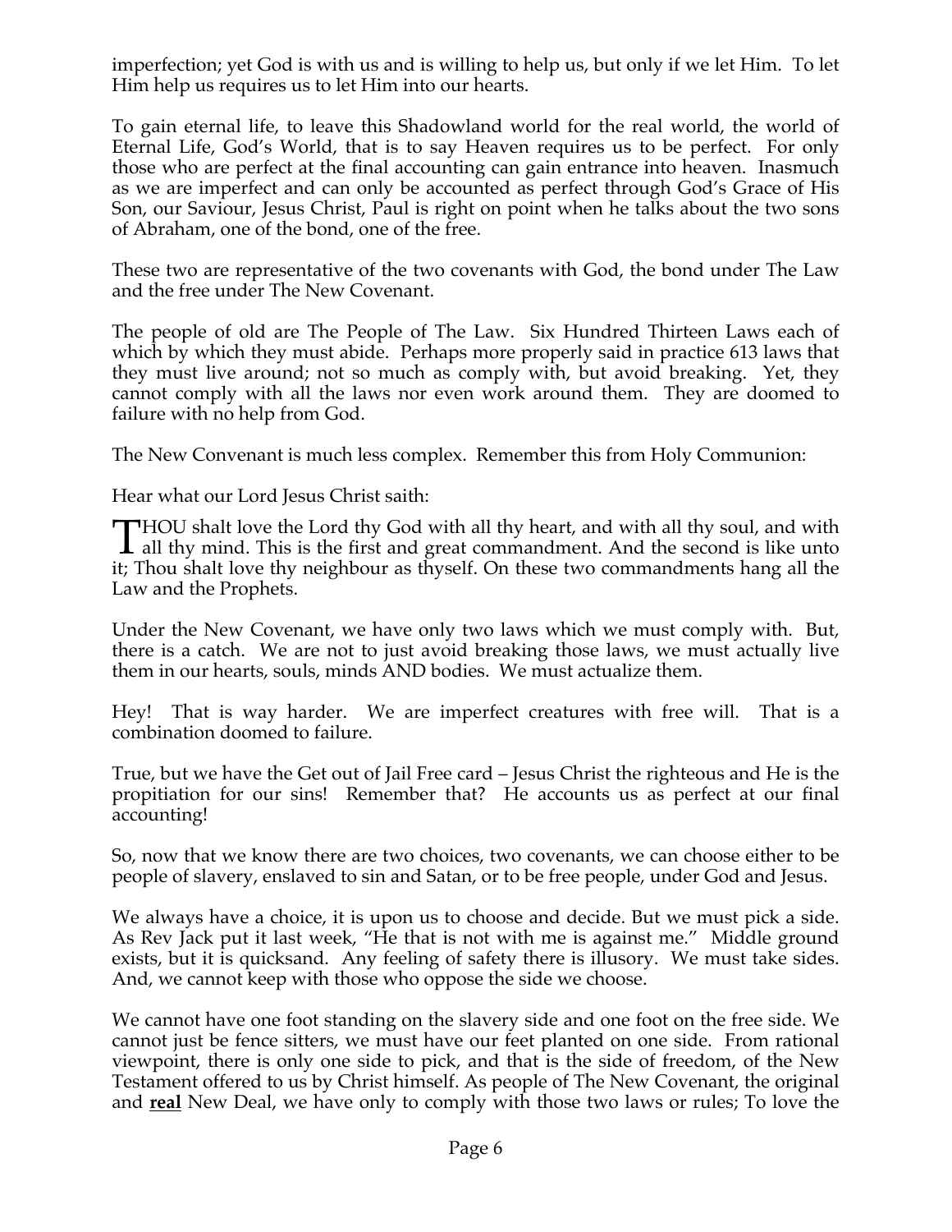imperfection; yet God is with us and is willing to help us, but only if we let Him. To let Him help us requires us to let Him into our hearts.

To gain eternal life, to leave this Shadowland world for the real world, the world of Eternal Life, God's World, that is to say Heaven requires us to be perfect. For only those who are perfect at the final accounting can gain entrance into heaven. Inasmuch as we are imperfect and can only be accounted as perfect through God's Grace of His Son, our Saviour, Jesus Christ, Paul is right on point when he talks about the two sons of Abraham, one of the bond, one of the free.

These two are representative of the two covenants with God, the bond under The Law and the free under The New Covenant.

The people of old are The People of The Law. Six Hundred Thirteen Laws each of which by which they must abide. Perhaps more properly said in practice 613 laws that they must live around; not so much as comply with, but avoid breaking. Yet, they cannot comply with all the laws nor even work around them. They are doomed to failure with no help from God.

The New Convenant is much less complex. Remember this from Holy Communion:

Hear what our Lord Jesus Christ saith:

THOU shalt love the Lord thy God with all thy heart, and with all thy soul, and with all thy mind. This is the first and great commandment. And the second is like unto it; Thou shalt love thy neighbour as thyself. On these two commandments hang all the Law and the Prophets.

Under the New Covenant, we have only two laws which we must comply with. But, there is a catch. We are not to just avoid breaking those laws, we must actually live them in our hearts, souls, minds AND bodies. We must actualize them.

Hey! That is way harder. We are imperfect creatures with free will. That is a combination doomed to failure.

True, but we have the Get out of Jail Free card – Jesus Christ the righteous and He is the propitiation for our sins! Remember that? He accounts us as perfect at our final accounting!

So, now that we know there are two choices, two covenants, we can choose either to be people of slavery, enslaved to sin and Satan, or to be free people, under God and Jesus.

We always have a choice, it is upon us to choose and decide. But we must pick a side. As Rev Jack put it last week, "He that is not with me is against me." Middle ground exists, but it is quicksand. Any feeling of safety there is illusory. We must take sides. And, we cannot keep with those who oppose the side we choose.

We cannot have one foot standing on the slavery side and one foot on the free side. We cannot just be fence sitters, we must have our feet planted on one side. From rational viewpoint, there is only one side to pick, and that is the side of freedom, of the New Testament offered to us by Christ himself. As people of The New Covenant, the original and **real** New Deal, we have only to comply with those two laws or rules; To love the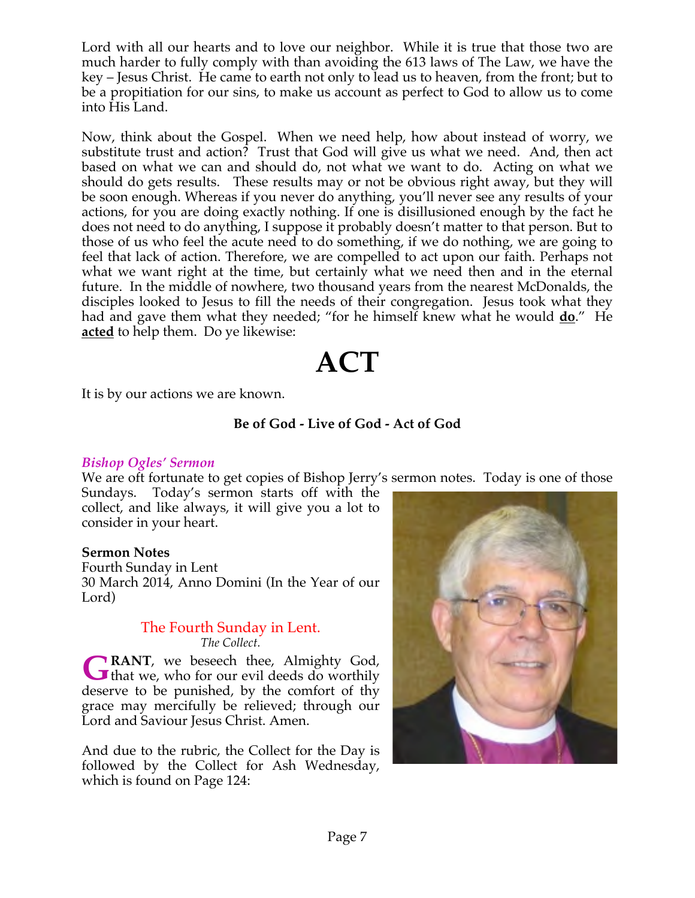Lord with all our hearts and to love our neighbor. While it is true that those two are much harder to fully comply with than avoiding the 613 laws of The Law, we have the key – Jesus Christ. He came to earth not only to lead us to heaven, from the front; but to be a propitiation for our sins, to make us account as perfect to God to allow us to come into His Land.

Now, think about the Gospel. When we need help, how about instead of worry, we substitute trust and action? Trust that God will give us what we need. And, then act based on what we can and should do, not what we want to do. Acting on what we should do gets results. These results may or not be obvious right away, but they will be soon enough. Whereas if you never do anything, you'll never see any results of your actions, for you are doing exactly nothing. If one is disillusioned enough by the fact he does not need to do anything, I suppose it probably doesn't matter to that person. But to those of us who feel the acute need to do something, if we do nothing, we are going to feel that lack of action. Therefore, we are compelled to act upon our faith. Perhaps not what we want right at the time, but certainly what we need then and in the eternal future. In the middle of nowhere, two thousand years from the nearest McDonalds, the disciples looked to Jesus to fill the needs of their congregation. Jesus took what they had and gave them what they needed; "for he himself knew what he would **do**." He **acted** to help them. Do ye likewise:

# ACT

It is by our actions we are known.

**Be of God - Live of God - Act of God**

### *Bishop Ogles' Sermon*

We are oft fortunate to get copies of Bishop Jerry's sermon notes. Today is one of those Sundays. Today's sermon starts off with the collect, and like always, it will give you a lot to consider in your heart.

**Sermon Notes**
Fourth Sunday in Lent
30 March 2014, Anno Domini (In the Year of our Lord)

The Fourth Sunday in Lent.
*The Collect.*

**GRANT**, we beseech thee, Almighty God, that we, who for our evil deeds do worthily deserve to be punished, by the comfort of thy grace may mercifully be relieved; through our Lord and Saviour Jesus Christ. Amen.

And due to the rubric, the Collect for the Day is followed by the Collect for Ash Wednesday, which is found on Page 124: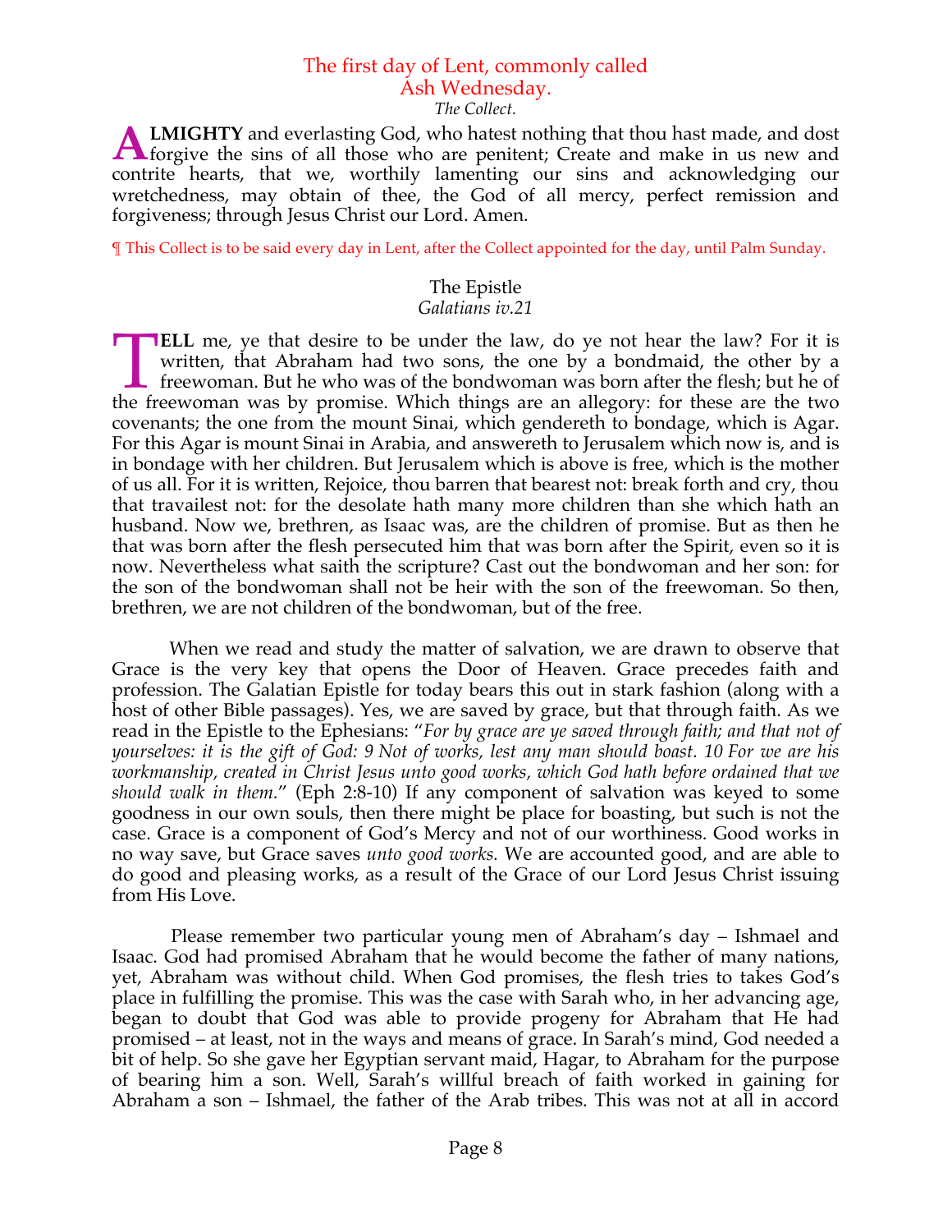## The first day of Lent, commonly called Ash Wednesday.

*The Collect.*

**ALMIGHTY** and everlasting God, who hatest nothing that thou hast made, and dost forgive the sins of all those who are penitent; Create and make in us new and contrite hearts, that we, worthily lamenting our sins and acknowledging our wretchedness, may obtain of thee, the God of all mercy, perfect remission and forgiveness; through Jesus Christ our Lord. Amen.

¶ This Collect is to be said every day in Lent, after the Collect appointed for the day, until Palm Sunday.

### The Epistle

*Galatians iv.21*

**TELL** me, ye that desire to be under the law, do ye not hear the law? For it is written, that Abraham had two sons, the one by a bondmaid, the other by a freewoman. But he who was of the bondwoman was born after the flesh; but he of the freewoman was by promise. Which things are an allegory: for these are the two covenants; the one from the mount Sinai, which gendereth to bondage, which is Agar. For this Agar is mount Sinai in Arabia, and answereth to Jerusalem which now is, and is in bondage with her children. But Jerusalem which is above is free, which is the mother of us all. For it is written, Rejoice, thou barren that bearest not: break forth and cry, thou that travailest not: for the desolate hath many more children than she which hath an husband. Now we, brethren, as Isaac was, are the children of promise. But as then he that was born after the flesh persecuted him that was born after the Spirit, even so it is now. Nevertheless what saith the scripture? Cast out the bondwoman and her son: for the son of the bondwoman shall not be heir with the son of the freewoman. So then, brethren, we are not children of the bondwoman, but of the free.

When we read and study the matter of salvation, we are drawn to observe that Grace is the very key that opens the Door of Heaven. Grace precedes faith and profession. The Galatian Epistle for today bears this out in stark fashion (along with a host of other Bible passages). Yes, we are saved by grace, but that through faith. As we read in the Epistle to the Ephesians: "*For by grace are ye saved through faith; and that not of yourselves: it is the gift of God: 9 Not of works, lest any man should boast. 10 For we are his workmanship, created in Christ Jesus unto good works, which God hath before ordained that we should walk in them.*" (Eph 2:8-10) If any component of salvation was keyed to some goodness in our own souls, then there might be place for boasting, but such is not the case. Grace is a component of God's Mercy and not of our worthiness. Good works in no way save, but Grace saves *unto good works.* We are accounted good, and are able to do good and pleasing works, as a result of the Grace of our Lord Jesus Christ issuing from His Love.

Please remember two particular young men of Abraham's day – Ishmael and Isaac. God had promised Abraham that he would become the father of many nations, yet, Abraham was without child. When God promises, the flesh tries to takes God's place in fulfilling the promise. This was the case with Sarah who, in her advancing age, began to doubt that God was able to provide progeny for Abraham that He had promised – at least, not in the ways and means of grace. In Sarah's mind, God needed a bit of help. So she gave her Egyptian servant maid, Hagar, to Abraham for the purpose of bearing him a son. Well, Sarah's willful breach of faith worked in gaining for Abraham a son – Ishmael, the father of the Arab tribes. This was not at all in accord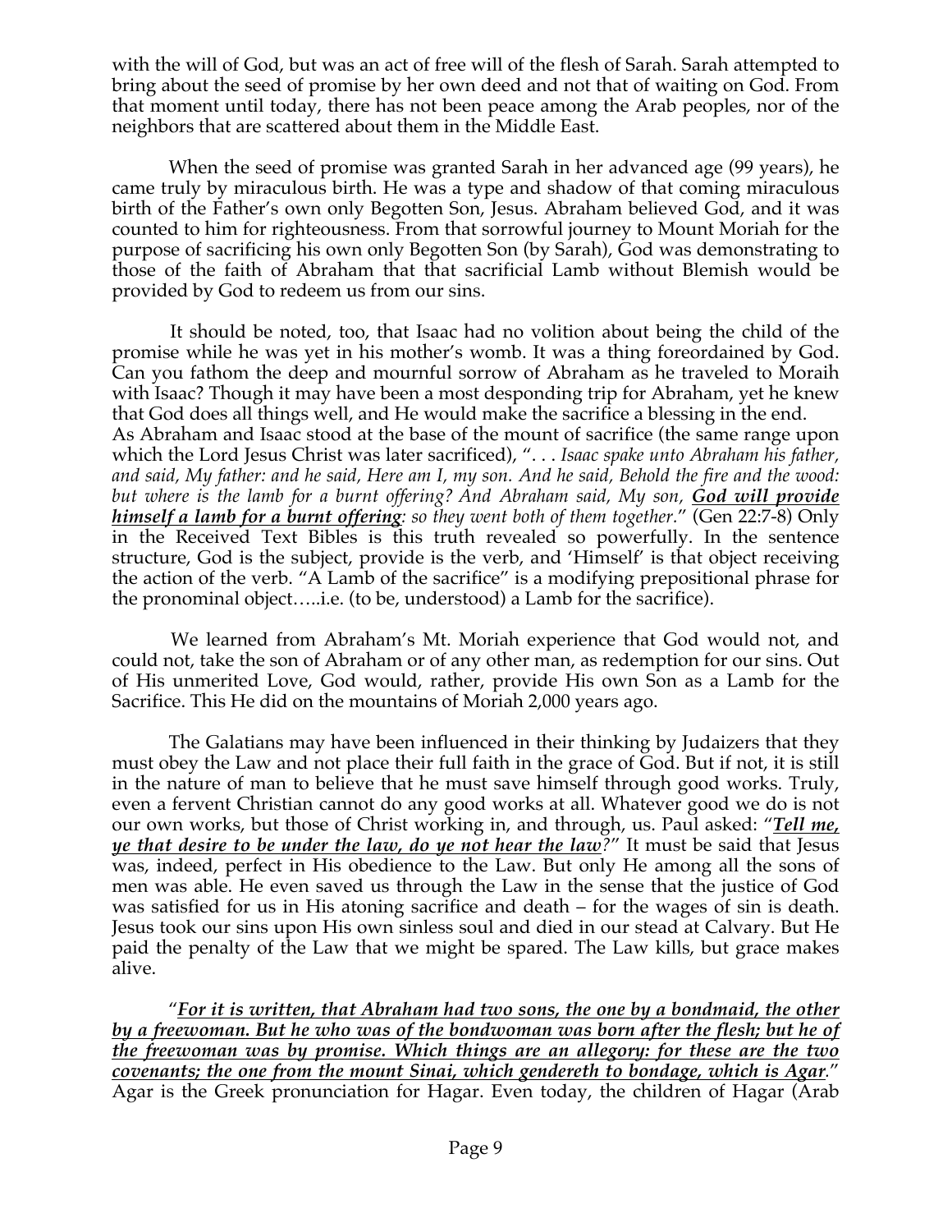with the will of God, but was an act of free will of the flesh of Sarah. Sarah attempted to bring about the seed of promise by her own deed and not that of waiting on God. From that moment until today, there has not been peace among the Arab peoples, nor of the neighbors that are scattered about them in the Middle East.

When the seed of promise was granted Sarah in her advanced age (99 years), he came truly by miraculous birth. He was a type and shadow of that coming miraculous birth of the Father's own only Begotten Son, Jesus. Abraham believed God, and it was counted to him for righteousness. From that sorrowful journey to Mount Moriah for the purpose of sacrificing his own only Begotten Son (by Sarah), God was demonstrating to those of the faith of Abraham that that sacrificial Lamb without Blemish would be provided by God to redeem us from our sins.

It should be noted, too, that Isaac had no volition about being the child of the promise while he was yet in his mother's womb. It was a thing foreordained by God. Can you fathom the deep and mournful sorrow of Abraham as he traveled to Moraih with Isaac? Though it may have been a most desponding trip for Abraham, yet he knew that God does all things well, and He would make the sacrifice a blessing in the end.
As Abraham and Isaac stood at the base of the mount of sacrifice (the same range upon which the Lord Jesus Christ was later sacrificed), ". . . *Isaac spake unto Abraham his father, and said, My father: and he said, Here am I, my son. And he said, Behold the fire and the wood: but where is the lamb for a burnt offering? And Abraham said, My son, **<u>God will provide himself a lamb for a burnt offering</u>**: so they went both of them together.*" (Gen 22:7-8) Only in the Received Text Bibles is this truth revealed so powerfully. In the sentence structure, God is the subject, provide is the verb, and 'Himself' is that object receiving the action of the verb. "A Lamb of the sacrifice" is a modifying prepositional phrase for the pronominal object…..i.e. (to be, understood) a Lamb for the sacrifice).

We learned from Abraham's Mt. Moriah experience that God would not, and could not, take the son of Abraham or of any other man, as redemption for our sins. Out of His unmerited Love, God would, rather, provide His own Son as a Lamb for the Sacrifice. This He did on the mountains of Moriah 2,000 years ago.

The Galatians may have been influenced in their thinking by Judaizers that they must obey the Law and not place their full faith in the grace of God. But if not, it is still in the nature of man to believe that he must save himself through good works. Truly, even a fervent Christian cannot do any good works at all. Whatever good we do is not our own works, but those of Christ working in, and through, us. Paul asked: "***<u>Tell me, ye that desire to be under the law, do ye not hear the law</u>****?*" It must be said that Jesus was, indeed, perfect in His obedience to the Law. But only He among all the sons of men was able. He even saved us through the Law in the sense that the justice of God was satisfied for us in His atoning sacrifice and death – for the wages of sin is death. Jesus took our sins upon His own sinless soul and died in our stead at Calvary. But He paid the penalty of the Law that we might be spared. The Law kills, but grace makes alive.

"***<u>For it is written, that Abraham had two sons, the one by a bondmaid, the other by a freewoman. But he who was of the bondwoman was born after the flesh; but he of the freewoman was by promise. Which things are an allegory: for these are the two covenants; the one from the mount Sinai, which gendereth to bondage, which is Agar</u>***." Agar is the Greek pronunciation for Hagar. Even today, the children of Hagar (Arab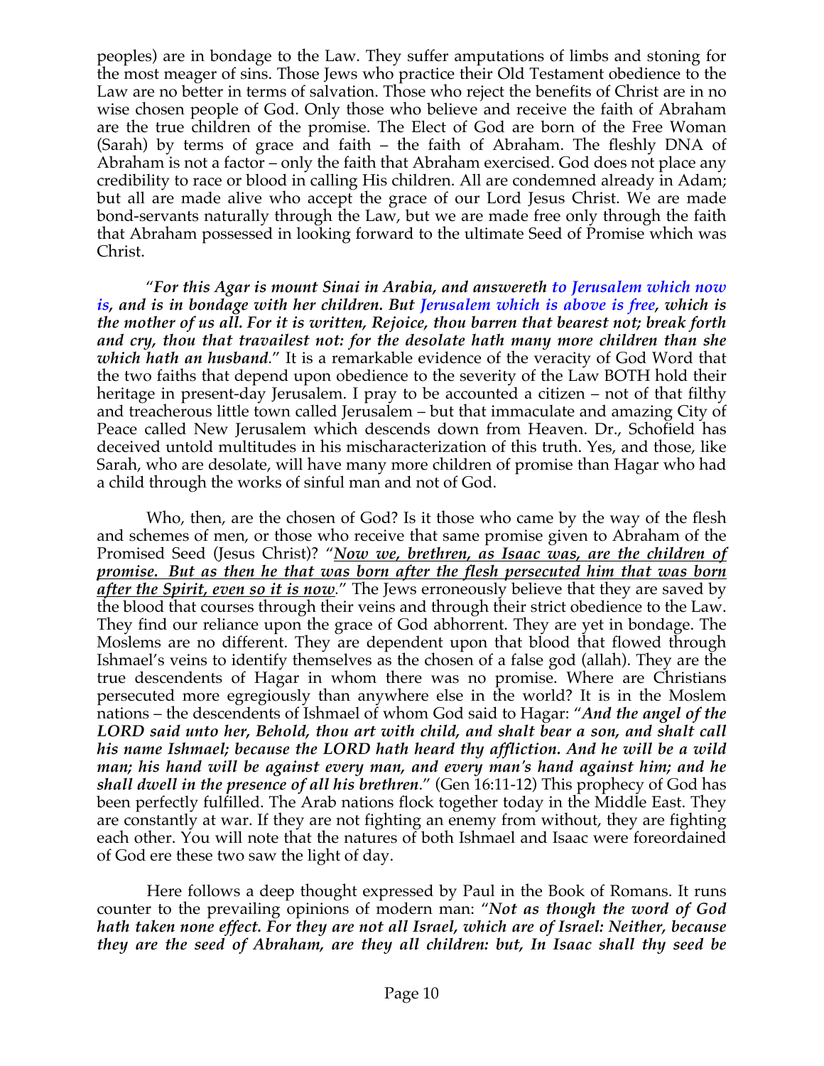peoples) are in bondage to the Law. They suffer amputations of limbs and stoning for the most meager of sins. Those Jews who practice their Old Testament obedience to the Law are no better in terms of salvation. Those who reject the benefits of Christ are in no wise chosen people of God. Only those who believe and receive the faith of Abraham are the true children of the promise. The Elect of God are born of the Free Woman (Sarah) by terms of grace and faith – the faith of Abraham. The fleshly DNA of Abraham is not a factor – only the faith that Abraham exercised. God does not place any credibility to race or blood in calling His children. All are condemned already in Adam; but all are made alive who accept the grace of our Lord Jesus Christ. We are made bond-servants naturally through the Law, but we are made free only through the faith that Abraham possessed in looking forward to the ultimate Seed of Promise which was Christ.

"***For this Agar is mount Sinai in Arabia, and answereth to Jerusalem which now is, and is in bondage with her children. But Jerusalem which is above is free, which is the mother of us all. For it is written, Rejoice, thou barren that bearest not; break forth and cry, thou that travailest not: for the desolate hath many more children than she which hath an husband***." It is a remarkable evidence of the veracity of God Word that the two faiths that depend upon obedience to the severity of the Law BOTH hold their heritage in present-day Jerusalem. I pray to be accounted a citizen – not of that filthy and treacherous little town called Jerusalem – but that immaculate and amazing City of Peace called New Jerusalem which descends down from Heaven. Dr., Schofield has deceived untold multitudes in his mischaracterization of this truth. Yes, and those, like Sarah, who are desolate, will have many more children of promise than Hagar who had a child through the works of sinful man and not of God.

Who, then, are the chosen of God? Is it those who came by the way of the flesh and schemes of men, or those who receive that same promise given to Abraham of the Promised Seed (Jesus Christ)? "***Now we, brethren, as Isaac was, are the children of promise. But as then he that was born after the flesh persecuted him that was born after the Spirit, even so it is now***." The Jews erroneously believe that they are saved by the blood that courses through their veins and through their strict obedience to the Law. They find our reliance upon the grace of God abhorrent. They are yet in bondage. The Moslems are no different. They are dependent upon that blood that flowed through Ishmael's veins to identify themselves as the chosen of a false god (allah). They are the true descendents of Hagar in whom there was no promise. Where are Christians persecuted more egregiously than anywhere else in the world? It is in the Moslem nations – the descendents of Ishmael of whom God said to Hagar: "***And the angel of the LORD said unto her, Behold, thou art with child, and shalt bear a son, and shalt call his name Ishmael; because the LORD hath heard thy affliction. And he will be a wild man; his hand will be against every man, and every man's hand against him; and he shall dwell in the presence of all his brethren***." (Gen 16:11-12) This prophecy of God has been perfectly fulfilled. The Arab nations flock together today in the Middle East. They are constantly at war. If they are not fighting an enemy from without, they are fighting each other. You will note that the natures of both Ishmael and Isaac were foreordained of God ere these two saw the light of day.

Here follows a deep thought expressed by Paul in the Book of Romans. It runs counter to the prevailing opinions of modern man: "***Not as though the word of God hath taken none effect. For they are not all Israel, which are of Israel: Neither, because they are the seed of Abraham, are they all children: but, In Isaac shall thy seed be***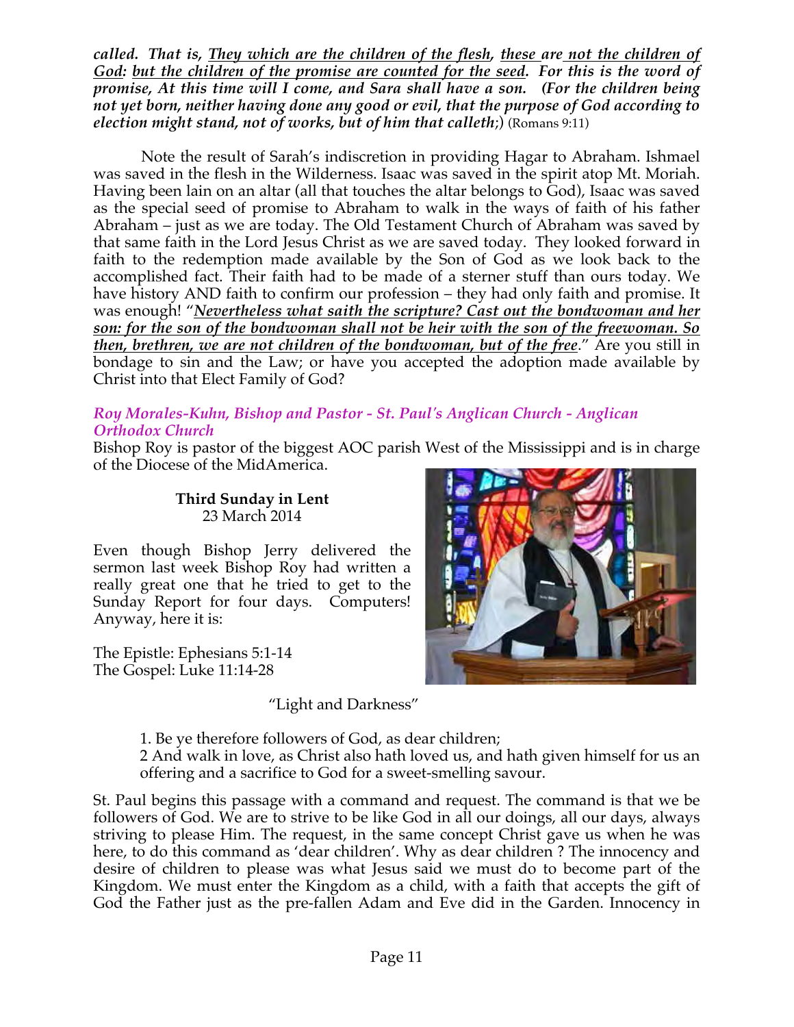***called. That is, <u>They which are the children of the flesh</u>, <u>these</u> are <u>not the children of God</u>: <u>but the children of the promise are counted for the seed</u>. For this is the word of promise, At this time will I come, and Sara shall have a son. (For the children being not yet born, neither having done any good or evil, that the purpose of God according to election might stand, not of works, but of him that calleth;)*** (Romans 9:11)

Note the result of Sarah's indiscretion in providing Hagar to Abraham. Ishmael was saved in the flesh in the Wilderness. Isaac was saved in the spirit atop Mt. Moriah. Having been lain on an altar (all that touches the altar belongs to God), Isaac was saved as the special seed of promise to Abraham to walk in the ways of faith of his father Abraham – just as we are today. The Old Testament Church of Abraham was saved by that same faith in the Lord Jesus Christ as we are saved today. They looked forward in faith to the redemption made available by the Son of God as we look back to the accomplished fact. Their faith had to be made of a sterner stuff than ours today. We have history AND faith to confirm our profession – they had only faith and promise. It was enough! "***<u>Nevertheless what saith the scripture? Cast out the bondwoman and her son: for the son of the bondwoman shall not be heir with the son of the freewoman. So then, brethren, we are not children of the bondwoman, but of the free</u>***." Are you still in bondage to sin and the Law; or have you accepted the adoption made available by Christ into that Elect Family of God?

### *Roy Morales-Kuhn, Bishop and Pastor - St. Paul's Anglican Church - Anglican Orthodox Church*

Bishop Roy is pastor of the biggest AOC parish West of the Mississippi and is in charge of the Diocese of the MidAmerica.

**Third Sunday in Lent**
23 March 2014

Even though Bishop Jerry delivered the sermon last week Bishop Roy had written a really great one that he tried to get to the Sunday Report for four days. Computers! Anyway, here it is:

The Epistle: Ephesians 5:1-14
The Gospel: Luke 11:14-28

"Light and Darkness"

> 1. Be ye therefore followers of God, as dear children;
> 2 And walk in love, as Christ also hath loved us, and hath given himself for us an offering and a sacrifice to God for a sweet-smelling savour.

St. Paul begins this passage with a command and request. The command is that we be followers of God. We are to strive to be like God in all our doings, all our days, always striving to please Him. The request, in the same concept Christ gave us when he was here, to do this command as 'dear children'. Why as dear children ? The innocency and desire of children to please was what Jesus said we must do to become part of the Kingdom. We must enter the Kingdom as a child, with a faith that accepts the gift of God the Father just as the pre-fallen Adam and Eve did in the Garden. Innocency in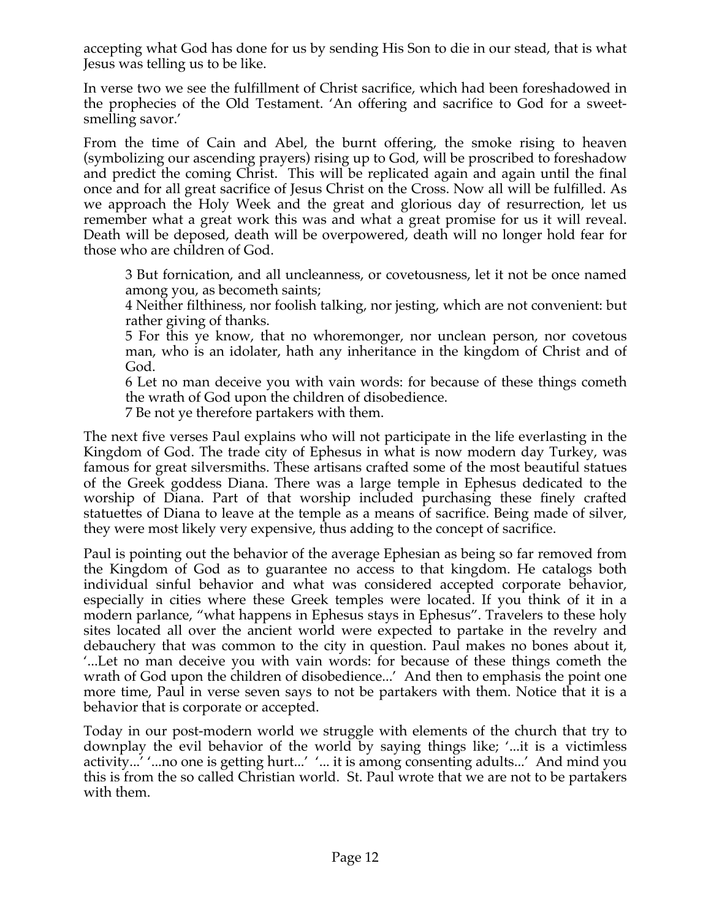accepting what God has done for us by sending His Son to die in our stead, that is what Jesus was telling us to be like.

In verse two we see the fulfillment of Christ sacrifice, which had been foreshadowed in the prophecies of the Old Testament. 'An offering and sacrifice to God for a sweet-smelling savor.'

From the time of Cain and Abel, the burnt offering, the smoke rising to heaven (symbolizing our ascending prayers) rising up to God, will be proscribed to foreshadow and predict the coming Christ. This will be replicated again and again until the final once and for all great sacrifice of Jesus Christ on the Cross. Now all will be fulfilled. As we approach the Holy Week and the great and glorious day of resurrection, let us remember what a great work this was and what a great promise for us it will reveal. Death will be deposed, death will be overpowered, death will no longer hold fear for those who are children of God.

> 3 But fornication, and all uncleanness, or covetousness, let it not be once named among you, as becometh saints;
> 4 Neither filthiness, nor foolish talking, nor jesting, which are not convenient: but rather giving of thanks.
> 5 For this ye know, that no whoremonger, nor unclean person, nor covetous man, who is an idolater, hath any inheritance in the kingdom of Christ and of God.
> 6 Let no man deceive you with vain words: for because of these things cometh the wrath of God upon the children of disobedience.
> 7 Be not ye therefore partakers with them.

The next five verses Paul explains who will not participate in the life everlasting in the Kingdom of God. The trade city of Ephesus in what is now modern day Turkey, was famous for great silversmiths. These artisans crafted some of the most beautiful statues of the Greek goddess Diana. There was a large temple in Ephesus dedicated to the worship of Diana. Part of that worship included purchasing these finely crafted statuettes of Diana to leave at the temple as a means of sacrifice. Being made of silver, they were most likely very expensive, thus adding to the concept of sacrifice.

Paul is pointing out the behavior of the average Ephesian as being so far removed from the Kingdom of God as to guarantee no access to that kingdom. He catalogs both individual sinful behavior and what was considered accepted corporate behavior, especially in cities where these Greek temples were located. If you think of it in a modern parlance, "what happens in Ephesus stays in Ephesus". Travelers to these holy sites located all over the ancient world were expected to partake in the revelry and debauchery that was common to the city in question. Paul makes no bones about it, '...Let no man deceive you with vain words: for because of these things cometh the wrath of God upon the children of disobedience...' And then to emphasis the point one more time, Paul in verse seven says to not be partakers with them. Notice that it is a behavior that is corporate or accepted.

Today in our post-modern world we struggle with elements of the church that try to downplay the evil behavior of the world by saying things like; '...it is a victimless activity...' '...no one is getting hurt...' '... it is among consenting adults...' And mind you this is from the so called Christian world. St. Paul wrote that we are not to be partakers with them.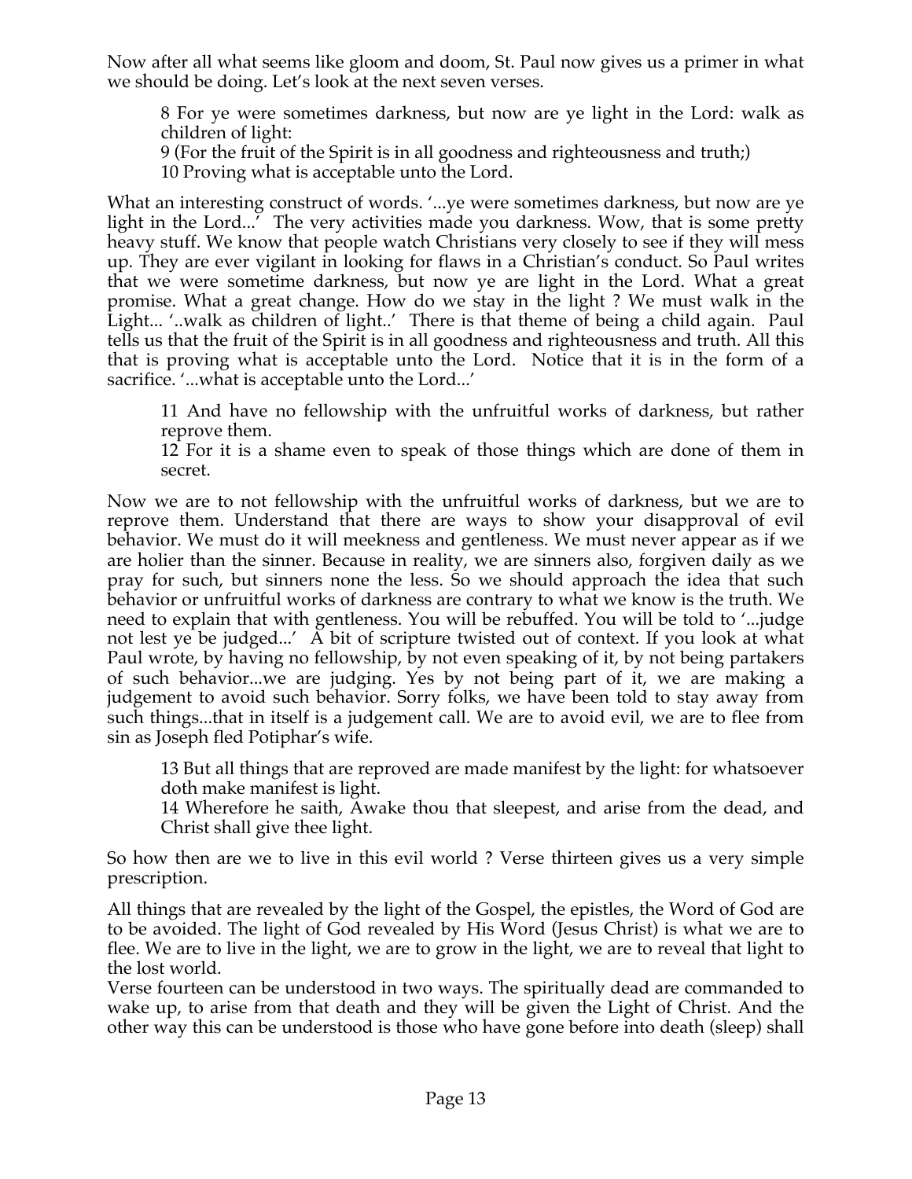Now after all what seems like gloom and doom, St. Paul now gives us a primer in what we should be doing. Let's look at the next seven verses.

> 8 For ye were sometimes darkness, but now are ye light in the Lord: walk as children of light:
> 9 (For the fruit of the Spirit is in all goodness and righteousness and truth;)
> 10 Proving what is acceptable unto the Lord.

What an interesting construct of words. '...ye were sometimes darkness, but now are ye light in the Lord...' The very activities made you darkness. Wow, that is some pretty heavy stuff. We know that people watch Christians very closely to see if they will mess up. They are ever vigilant in looking for flaws in a Christian's conduct. So Paul writes that we were sometime darkness, but now ye are light in the Lord. What a great promise. What a great change. How do we stay in the light ? We must walk in the Light... '..walk as children of light..' There is that theme of being a child again. Paul tells us that the fruit of the Spirit is in all goodness and righteousness and truth. All this that is proving what is acceptable unto the Lord. Notice that it is in the form of a sacrifice. '...what is acceptable unto the Lord...'

> 11 And have no fellowship with the unfruitful works of darkness, but rather reprove them.
> 12 For it is a shame even to speak of those things which are done of them in secret.

Now we are to not fellowship with the unfruitful works of darkness, but we are to reprove them. Understand that there are ways to show your disapproval of evil behavior. We must do it will meekness and gentleness. We must never appear as if we are holier than the sinner. Because in reality, we are sinners also, forgiven daily as we pray for such, but sinners none the less. So we should approach the idea that such behavior or unfruitful works of darkness are contrary to what we know is the truth. We need to explain that with gentleness. You will be rebuffed. You will be told to '...judge not lest ye be judged...' A bit of scripture twisted out of context. If you look at what Paul wrote, by having no fellowship, by not even speaking of it, by not being partakers of such behavior...we are judging. Yes by not being part of it, we are making a judgement to avoid such behavior. Sorry folks, we have been told to stay away from such things...that in itself is a judgement call. We are to avoid evil, we are to flee from sin as Joseph fled Potiphar's wife.

> 13 But all things that are reproved are made manifest by the light: for whatsoever doth make manifest is light.
> 14 Wherefore he saith, Awake thou that sleepest, and arise from the dead, and Christ shall give thee light.

So how then are we to live in this evil world ? Verse thirteen gives us a very simple prescription.

All things that are revealed by the light of the Gospel, the epistles, the Word of God are to be avoided. The light of God revealed by His Word (Jesus Christ) is what we are to flee. We are to live in the light, we are to grow in the light, we are to reveal that light to the lost world.
Verse fourteen can be understood in two ways. The spiritually dead are commanded to wake up, to arise from that death and they will be given the Light of Christ. And the other way this can be understood is those who have gone before into death (sleep) shall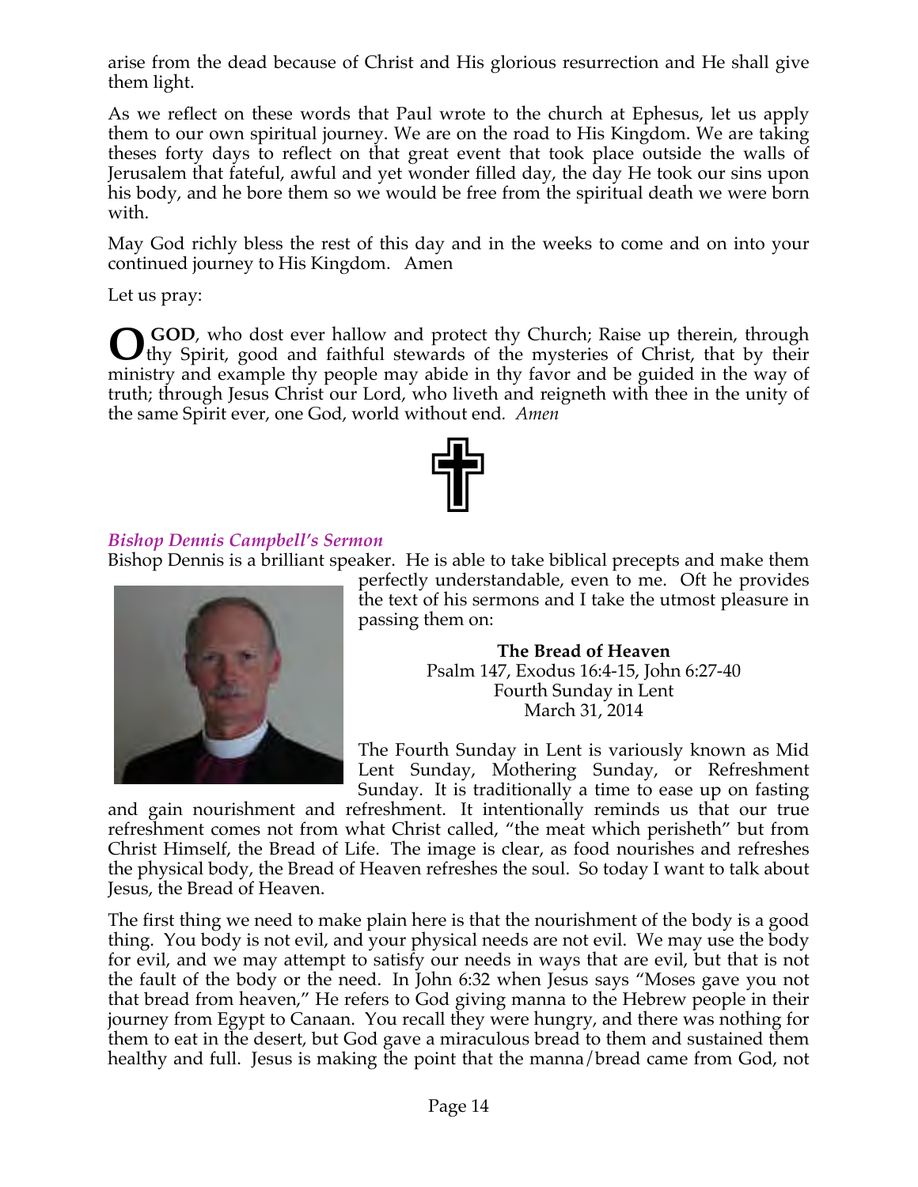arise from the dead because of Christ and His glorious resurrection and He shall give them light.

As we reflect on these words that Paul wrote to the church at Ephesus, let us apply them to our own spiritual journey. We are on the road to His Kingdom. We are taking theses forty days to reflect on that great event that took place outside the walls of Jerusalem that fateful, awful and yet wonder filled day, the day He took our sins upon his body, and he bore them so we would be free from the spiritual death we were born with.

May God richly bless the rest of this day and in the weeks to come and on into your continued journey to His Kingdom. Amen

Let us pray:

**O GOD**, who dost ever hallow and protect thy Church; Raise up therein, through thy Spirit, good and faithful stewards of the mysteries of Christ, that by their ministry and example thy people may abide in thy favor and be guided in the way of truth; through Jesus Christ our Lord, who liveth and reigneth with thee in the unity of the same Spirit ever, one God, world without end. *Amen*

### *Bishop Dennis Campbell's Sermon*

Bishop Dennis is a brilliant speaker. He is able to take biblical precepts and make them perfectly understandable, even to me. Oft he provides the text of his sermons and I take the utmost pleasure in passing them on:

**The Bread of Heaven**
Psalm 147, Exodus 16:4-15, John 6:27-40
Fourth Sunday in Lent
March 31, 2014

The Fourth Sunday in Lent is variously known as Mid Lent Sunday, Mothering Sunday, or Refreshment Sunday. It is traditionally a time to ease up on fasting and gain nourishment and refreshment. It intentionally reminds us that our true refreshment comes not from what Christ called, "the meat which perisheth" but from Christ Himself, the Bread of Life. The image is clear, as food nourishes and refreshes the physical body, the Bread of Heaven refreshes the soul. So today I want to talk about Jesus, the Bread of Heaven.

The first thing we need to make plain here is that the nourishment of the body is a good thing. You body is not evil, and your physical needs are not evil. We may use the body for evil, and we may attempt to satisfy our needs in ways that are evil, but that is not the fault of the body or the need. In John 6:32 when Jesus says "Moses gave you not that bread from heaven," He refers to God giving manna to the Hebrew people in their journey from Egypt to Canaan. You recall they were hungry, and there was nothing for them to eat in the desert, but God gave a miraculous bread to them and sustained them healthy and full. Jesus is making the point that the manna/bread came from God, not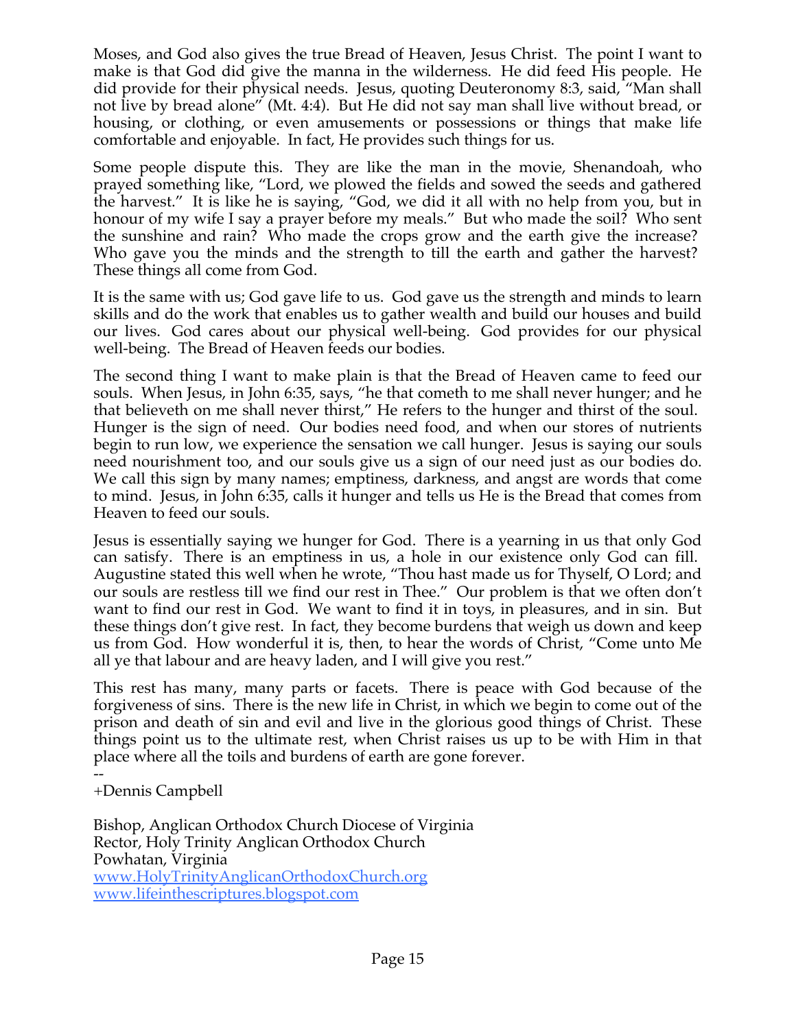Moses, and God also gives the true Bread of Heaven, Jesus Christ. The point I want to make is that God did give the manna in the wilderness. He did feed His people. He did provide for their physical needs. Jesus, quoting Deuteronomy 8:3, said, "Man shall not live by bread alone" (Mt. 4:4). But He did not say man shall live without bread, or housing, or clothing, or even amusements or possessions or things that make life comfortable and enjoyable. In fact, He provides such things for us.

Some people dispute this. They are like the man in the movie, Shenandoah, who prayed something like, "Lord, we plowed the fields and sowed the seeds and gathered the harvest." It is like he is saying, "God, we did it all with no help from you, but in honour of my wife I say a prayer before my meals." But who made the soil? Who sent the sunshine and rain? Who made the crops grow and the earth give the increase? Who gave you the minds and the strength to till the earth and gather the harvest? These things all come from God.

It is the same with us; God gave life to us. God gave us the strength and minds to learn skills and do the work that enables us to gather wealth and build our houses and build our lives. God cares about our physical well-being. God provides for our physical well-being. The Bread of Heaven feeds our bodies.

The second thing I want to make plain is that the Bread of Heaven came to feed our souls. When Jesus, in John 6:35, says, "he that cometh to me shall never hunger; and he that believeth on me shall never thirst," He refers to the hunger and thirst of the soul. Hunger is the sign of need. Our bodies need food, and when our stores of nutrients begin to run low, we experience the sensation we call hunger. Jesus is saying our souls need nourishment too, and our souls give us a sign of our need just as our bodies do. We call this sign by many names; emptiness, darkness, and angst are words that come to mind. Jesus, in John 6:35, calls it hunger and tells us He is the Bread that comes from Heaven to feed our souls.

Jesus is essentially saying we hunger for God. There is a yearning in us that only God can satisfy. There is an emptiness in us, a hole in our existence only God can fill. Augustine stated this well when he wrote, "Thou hast made us for Thyself, O Lord; and our souls are restless till we find our rest in Thee." Our problem is that we often don't want to find our rest in God. We want to find it in toys, in pleasures, and in sin. But these things don't give rest. In fact, they become burdens that weigh us down and keep us from God. How wonderful it is, then, to hear the words of Christ, "Come unto Me all ye that labour and are heavy laden, and I will give you rest."

This rest has many, many parts or facets. There is peace with God because of the forgiveness of sins. There is the new life in Christ, in which we begin to come out of the prison and death of sin and evil and live in the glorious good things of Christ. These things point us to the ultimate rest, when Christ raises us up to be with Him in that place where all the toils and burdens of earth are gone forever.

--
+Dennis Campbell

Bishop, Anglican Orthodox Church Diocese of Virginia
Rector, Holy Trinity Anglican Orthodox Church
Powhatan, Virginia
www.HolyTrinityAnglicanOrthodoxChurch.org
www.lifeinthescriptures.blogspot.com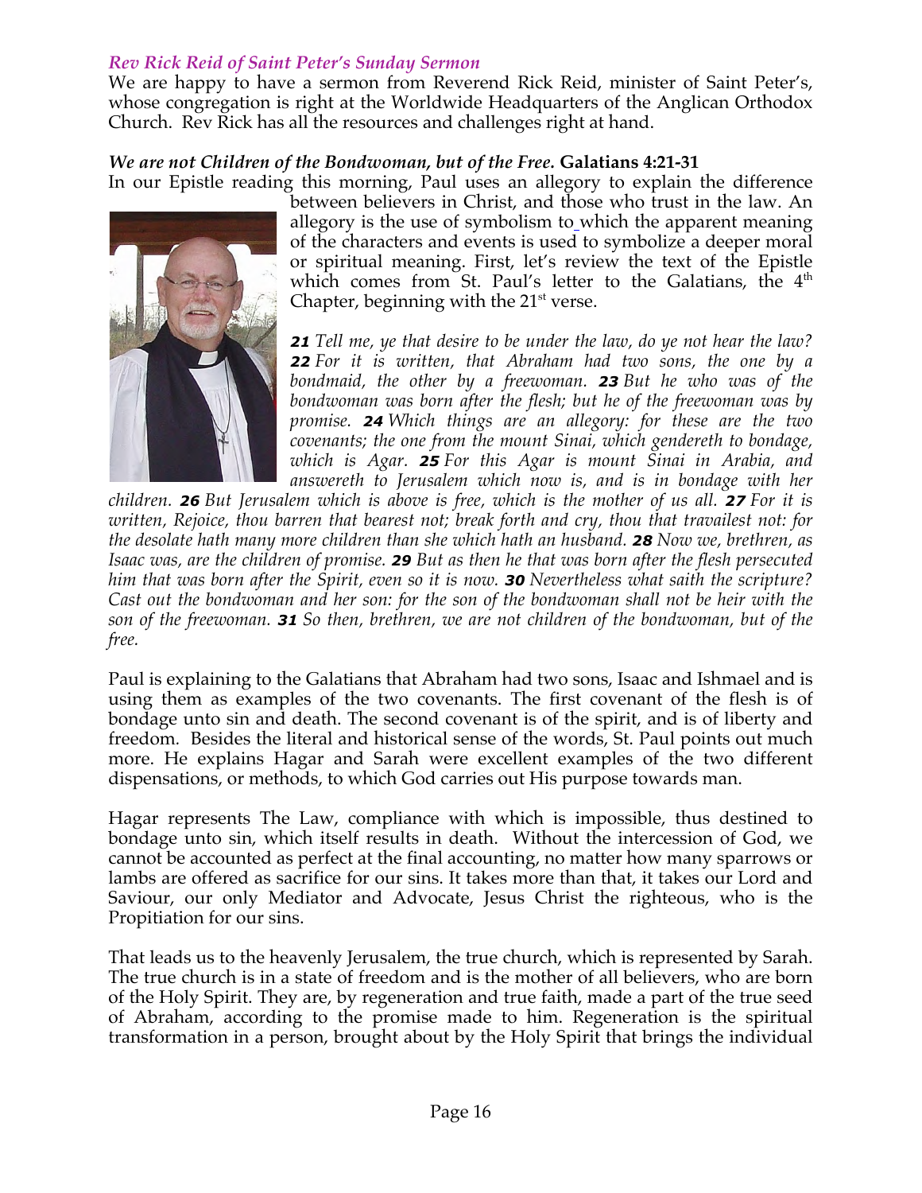### *Rev Rick Reid of Saint Peter's Sunday Sermon*

We are happy to have a sermon from Reverend Rick Reid, minister of Saint Peter's, whose congregation is right at the Worldwide Headquarters of the Anglican Orthodox Church. Rev Rick has all the resources and challenges right at hand.

#### ***We are not Children of the Bondwoman, but of the Free.* Galatians 4:21-31**

In our Epistle reading this morning, Paul uses an allegory to explain the difference between believers in Christ, and those who trust in the law. An allegory is the use of symbolism to which the apparent meaning of the characters and events is used to symbolize a deeper moral or spiritual meaning. First, let's review the text of the Epistle which comes from St. Paul's letter to the Galatians, the 4th Chapter, beginning with the 21st verse.

***21*** *Tell me, ye that desire to be under the law, do ye not hear the law?* ***22*** *For it is written, that Abraham had two sons, the one by a bondmaid, the other by a freewoman.* ***23*** *But he who was of the bondwoman was born after the flesh; but he of the freewoman was by promise.* ***24*** *Which things are an allegory: for these are the two covenants; the one from the mount Sinai, which gendereth to bondage, which is Agar.* ***25*** *For this Agar is mount Sinai in Arabia, and answereth to Jerusalem which now is, and is in bondage with her children.* ***26*** *But Jerusalem which is above is free, which is the mother of us all.* ***27*** *For it is written, Rejoice, thou barren that bearest not; break forth and cry, thou that travailest not: for the desolate hath many more children than she which hath an husband.* ***28*** *Now we, brethren, as Isaac was, are the children of promise.* ***29*** *But as then he that was born after the flesh persecuted him that was born after the Spirit, even so it is now.* ***30*** *Nevertheless what saith the scripture? Cast out the bondwoman and her son: for the son of the bondwoman shall not be heir with the son of the freewoman.* ***31*** *So then, brethren, we are not children of the bondwoman, but of the free.*

Paul is explaining to the Galatians that Abraham had two sons, Isaac and Ishmael and is using them as examples of the two covenants. The first covenant of the flesh is of bondage unto sin and death. The second covenant is of the spirit, and is of liberty and freedom. Besides the literal and historical sense of the words, St. Paul points out much more. He explains Hagar and Sarah were excellent examples of the two different dispensations, or methods, to which God carries out His purpose towards man.

Hagar represents The Law, compliance with which is impossible, thus destined to bondage unto sin, which itself results in death. Without the intercession of God, we cannot be accounted as perfect at the final accounting, no matter how many sparrows or lambs are offered as sacrifice for our sins. It takes more than that, it takes our Lord and Saviour, our only Mediator and Advocate, Jesus Christ the righteous, who is the Propitiation for our sins.

That leads us to the heavenly Jerusalem, the true church, which is represented by Sarah. The true church is in a state of freedom and is the mother of all believers, who are born of the Holy Spirit. They are, by regeneration and true faith, made a part of the true seed of Abraham, according to the promise made to him. Regeneration is the spiritual transformation in a person, brought about by the Holy Spirit that brings the individual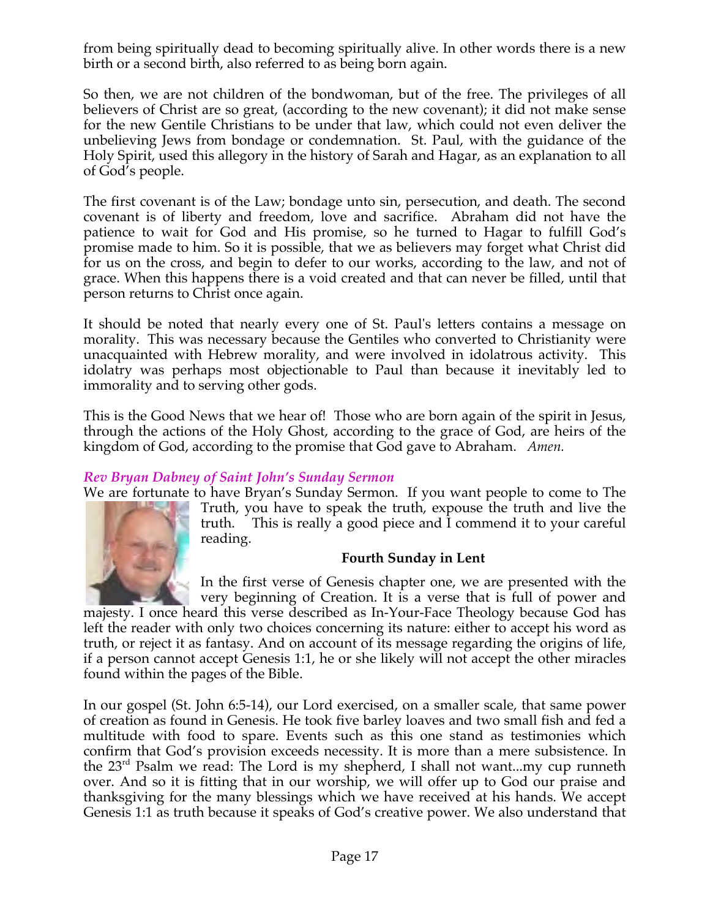from being spiritually dead to becoming spiritually alive. In other words there is a new birth or a second birth, also referred to as being born again.

So then, we are not children of the bondwoman, but of the free. The privileges of all believers of Christ are so great, (according to the new covenant); it did not make sense for the new Gentile Christians to be under that law, which could not even deliver the unbelieving Jews from bondage or condemnation. St. Paul, with the guidance of the Holy Spirit, used this allegory in the history of Sarah and Hagar, as an explanation to all of God's people.

The first covenant is of the Law; bondage unto sin, persecution, and death. The second covenant is of liberty and freedom, love and sacrifice. Abraham did not have the patience to wait for God and His promise, so he turned to Hagar to fulfill God's promise made to him. So it is possible, that we as believers may forget what Christ did for us on the cross, and begin to defer to our works, according to the law, and not of grace. When this happens there is a void created and that can never be filled, until that person returns to Christ once again.

It should be noted that nearly every one of St. Paul's letters contains a message on morality. This was necessary because the Gentiles who converted to Christianity were unacquainted with Hebrew morality, and were involved in idolatrous activity. This idolatry was perhaps most objectionable to Paul than because it inevitably led to immorality and to serving other gods.

This is the Good News that we hear of! Those who are born again of the spirit in Jesus, through the actions of the Holy Ghost, according to the grace of God, are heirs of the kingdom of God, according to the promise that God gave to Abraham. *Amen.*

### *Rev Bryan Dabney of Saint John's Sunday Sermon*

We are fortunate to have Bryan's Sunday Sermon. If you want people to come to The Truth, you have to speak the truth, expouse the truth and live the truth. This is really a good piece and I commend it to your careful reading.

**Fourth Sunday in Lent**

In the first verse of Genesis chapter one, we are presented with the very beginning of Creation. It is a verse that is full of power and majesty. I once heard this verse described as In-Your-Face Theology because God has left the reader with only two choices concerning its nature: either to accept his word as truth, or reject it as fantasy. And on account of its message regarding the origins of life, if a person cannot accept Genesis 1:1, he or she likely will not accept the other miracles found within the pages of the Bible.

In our gospel (St. John 6:5-14), our Lord exercised, on a smaller scale, that same power of creation as found in Genesis. He took five barley loaves and two small fish and fed a multitude with food to spare. Events such as this one stand as testimonies which confirm that God's provision exceeds necessity. It is more than a mere subsistence. In the 23rd Psalm we read: The Lord is my shepherd, I shall not want...my cup runneth over. And so it is fitting that in our worship, we will offer up to God our praise and thanksgiving for the many blessings which we have received at his hands. We accept Genesis 1:1 as truth because it speaks of God's creative power. We also understand that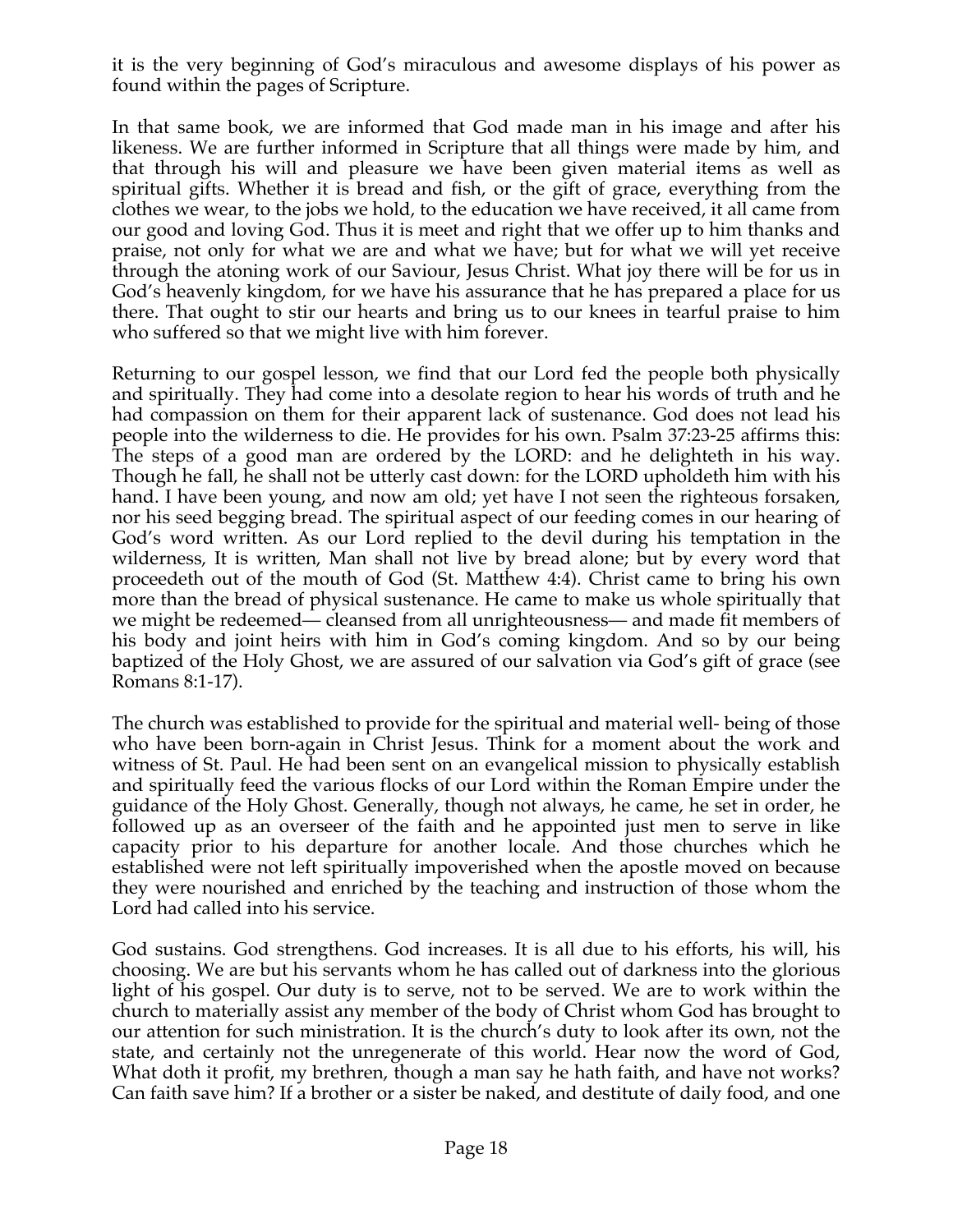it is the very beginning of God's miraculous and awesome displays of his power as found within the pages of Scripture.

In that same book, we are informed that God made man in his image and after his likeness. We are further informed in Scripture that all things were made by him, and that through his will and pleasure we have been given material items as well as spiritual gifts. Whether it is bread and fish, or the gift of grace, everything from the clothes we wear, to the jobs we hold, to the education we have received, it all came from our good and loving God. Thus it is meet and right that we offer up to him thanks and praise, not only for what we are and what we have; but for what we will yet receive through the atoning work of our Saviour, Jesus Christ. What joy there will be for us in God's heavenly kingdom, for we have his assurance that he has prepared a place for us there. That ought to stir our hearts and bring us to our knees in tearful praise to him who suffered so that we might live with him forever.

Returning to our gospel lesson, we find that our Lord fed the people both physically and spiritually. They had come into a desolate region to hear his words of truth and he had compassion on them for their apparent lack of sustenance. God does not lead his people into the wilderness to die. He provides for his own. Psalm 37:23-25 affirms this: The steps of a good man are ordered by the LORD: and he delighteth in his way. Though he fall, he shall not be utterly cast down: for the LORD upholdeth him with his hand. I have been young, and now am old; yet have I not seen the righteous forsaken, nor his seed begging bread. The spiritual aspect of our feeding comes in our hearing of God's word written. As our Lord replied to the devil during his temptation in the wilderness, It is written, Man shall not live by bread alone; but by every word that proceedeth out of the mouth of God (St. Matthew 4:4). Christ came to bring his own more than the bread of physical sustenance. He came to make us whole spiritually that we might be redeemed— cleansed from all unrighteousness— and made fit members of his body and joint heirs with him in God's coming kingdom. And so by our being baptized of the Holy Ghost, we are assured of our salvation via God's gift of grace (see Romans 8:1-17).

The church was established to provide for the spiritual and material well- being of those who have been born-again in Christ Jesus. Think for a moment about the work and witness of St. Paul. He had been sent on an evangelical mission to physically establish and spiritually feed the various flocks of our Lord within the Roman Empire under the guidance of the Holy Ghost. Generally, though not always, he came, he set in order, he followed up as an overseer of the faith and he appointed just men to serve in like capacity prior to his departure for another locale. And those churches which he established were not left spiritually impoverished when the apostle moved on because they were nourished and enriched by the teaching and instruction of those whom the Lord had called into his service.

God sustains. God strengthens. God increases. It is all due to his efforts, his will, his choosing. We are but his servants whom he has called out of darkness into the glorious light of his gospel. Our duty is to serve, not to be served. We are to work within the church to materially assist any member of the body of Christ whom God has brought to our attention for such ministration. It is the church's duty to look after its own, not the state, and certainly not the unregenerate of this world. Hear now the word of God, What doth it profit, my brethren, though a man say he hath faith, and have not works? Can faith save him? If a brother or a sister be naked, and destitute of daily food, and one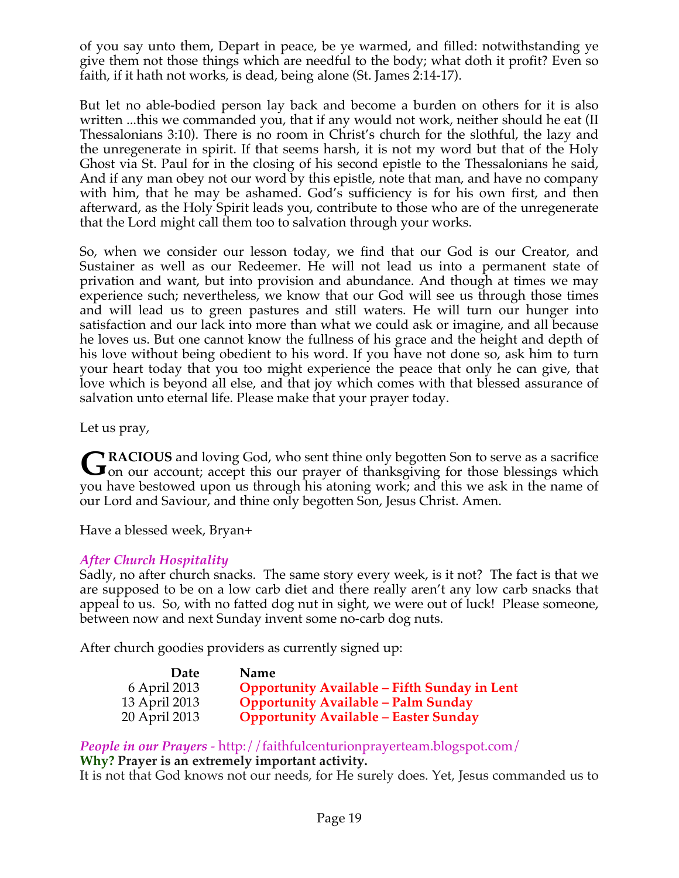of you say unto them, Depart in peace, be ye warmed, and filled: notwithstanding ye give them not those things which are needful to the body; what doth it profit? Even so faith, if it hath not works, is dead, being alone (St. James 2:14-17).

But let no able-bodied person lay back and become a burden on others for it is also written ...this we commanded you, that if any would not work, neither should he eat (II Thessalonians 3:10). There is no room in Christ's church for the slothful, the lazy and the unregenerate in spirit. If that seems harsh, it is not my word but that of the Holy Ghost via St. Paul for in the closing of his second epistle to the Thessalonians he said, And if any man obey not our word by this epistle, note that man, and have no company with him, that he may be ashamed. God's sufficiency is for his own first, and then afterward, as the Holy Spirit leads you, contribute to those who are of the unregenerate that the Lord might call them too to salvation through your works.

So, when we consider our lesson today, we find that our God is our Creator, and Sustainer as well as our Redeemer. He will not lead us into a permanent state of privation and want, but into provision and abundance. And though at times we may experience such; nevertheless, we know that our God will see us through those times and will lead us to green pastures and still waters. He will turn our hunger into satisfaction and our lack into more than what we could ask or imagine, and all because he loves us. But one cannot know the fullness of his grace and the height and depth of his love without being obedient to his word. If you have not done so, ask him to turn your heart today that you too might experience the peace that only he can give, that love which is beyond all else, and that joy which comes with that blessed assurance of salvation unto eternal life. Please make that your prayer today.

Let us pray,

**GRACIOUS** and loving God, who sent thine only begotten Son to serve as a sacrifice on our account; accept this our prayer of thanksgiving for those blessings which you have bestowed upon us through his atoning work; and this we ask in the name of our Lord and Saviour, and thine only begotten Son, Jesus Christ. Amen.

Have a blessed week, Bryan+

*After Church Hospitality*

Sadly, no after church snacks. The same story every week, is it not? The fact is that we are supposed to be on a low carb diet and there really aren't any low carb snacks that appeal to us. So, with no fatted dog nut in sight, we were out of luck! Please someone, between now and next Sunday invent some no-carb dog nuts.

After church goodies providers as currently signed up:

| Date | Name |
|---|---|
| 6 April 2013 | **Opportunity Available – Fifth Sunday in Lent** |
| 13 April 2013 | **Opportunity Available – Palm Sunday** |
| 20 April 2013 | **Opportunity Available – Easter Sunday** |

*People in our Prayers* - http://faithfulcenturionprayerteam.blogspot.com/

**Why? Prayer is an extremely important activity.**

It is not that God knows not our needs, for He surely does. Yet, Jesus commanded us to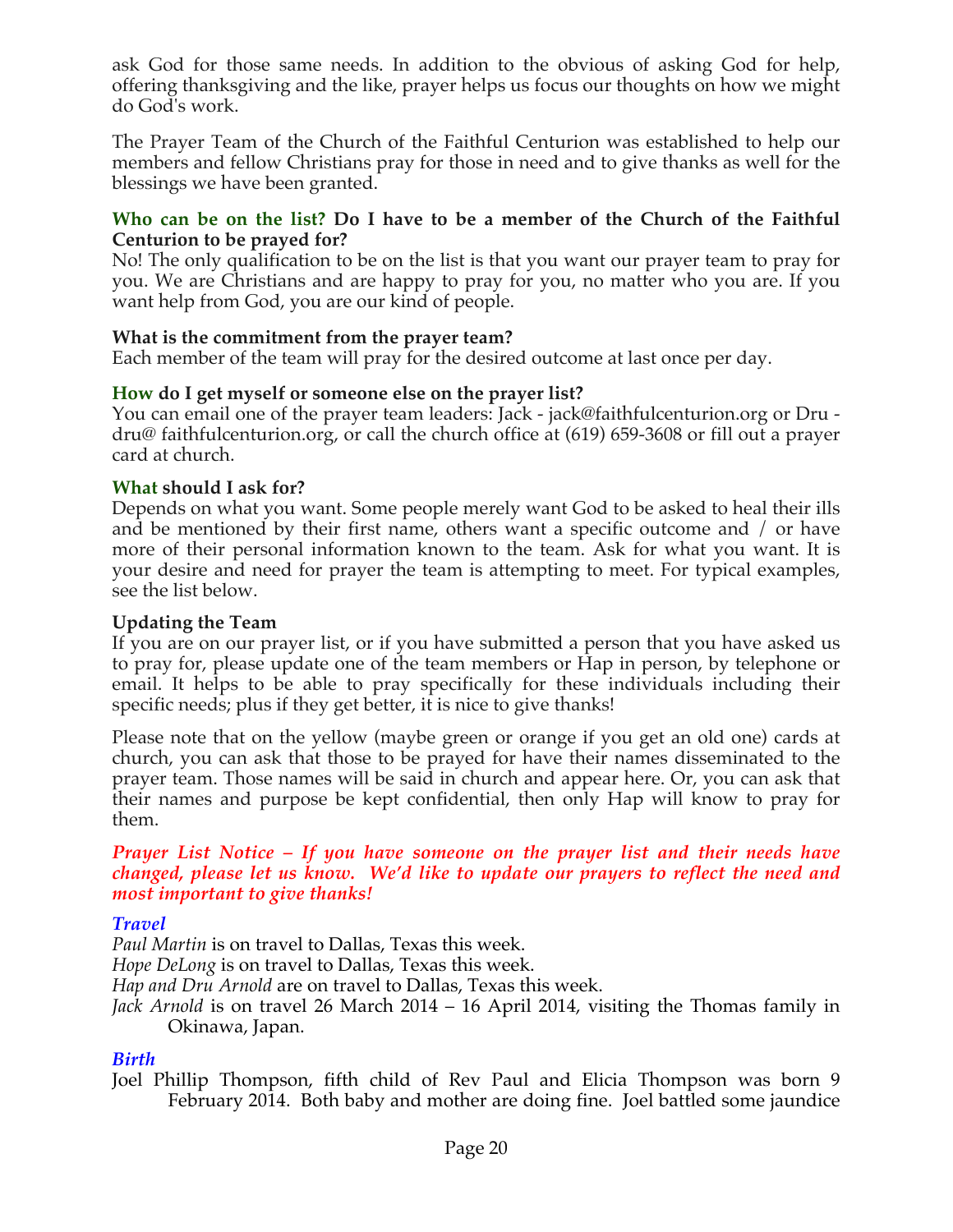ask God for those same needs. In addition to the obvious of asking God for help, offering thanksgiving and the like, prayer helps us focus our thoughts on how we might do God's work.

The Prayer Team of the Church of the Faithful Centurion was established to help our members and fellow Christians pray for those in need and to give thanks as well for the blessings we have been granted.

**Who can be on the list? Do I have to be a member of the Church of the Faithful Centurion to be prayed for?**
No! The only qualification to be on the list is that you want our prayer team to pray for you. We are Christians and are happy to pray for you, no matter who you are. If you want help from God, you are our kind of people.

**What is the commitment from the prayer team?**
Each member of the team will pray for the desired outcome at last once per day.

**How do I get myself or someone else on the prayer list?**
You can email one of the prayer team leaders: Jack - jack@faithfulcenturion.org or Dru - dru@ faithfulcenturion.org, or call the church office at (619) 659-3608 or fill out a prayer card at church.

**What should I ask for?**
Depends on what you want. Some people merely want God to be asked to heal their ills and be mentioned by their first name, others want a specific outcome and / or have more of their personal information known to the team. Ask for what you want. It is your desire and need for prayer the team is attempting to meet. For typical examples, see the list below.

**Updating the Team**
If you are on our prayer list, or if you have submitted a person that you have asked us to pray for, please update one of the team members or Hap in person, by telephone or email. It helps to be able to pray specifically for these individuals including their specific needs; plus if they get better, it is nice to give thanks!

Please note that on the yellow (maybe green or orange if you get an old one) cards at church, you can ask that those to be prayed for have their names disseminated to the prayer team. Those names will be said in church and appear here. Or, you can ask that their names and purpose be kept confidential, then only Hap will know to pray for them.

***Prayer List Notice – If you have someone on the prayer list and their needs have changed, please let us know. We'd like to update our prayers to reflect the need and most important to give thanks!***

### *Travel*

*Paul Martin* is on travel to Dallas, Texas this week.
*Hope DeLong* is on travel to Dallas, Texas this week.
*Hap and Dru Arnold* are on travel to Dallas, Texas this week.
*Jack Arnold* is on travel 26 March 2014 – 16 April 2014, visiting the Thomas family in Okinawa, Japan.

### *Birth*

Joel Phillip Thompson, fifth child of Rev Paul and Elicia Thompson was born 9 February 2014. Both baby and mother are doing fine. Joel battled some jaundice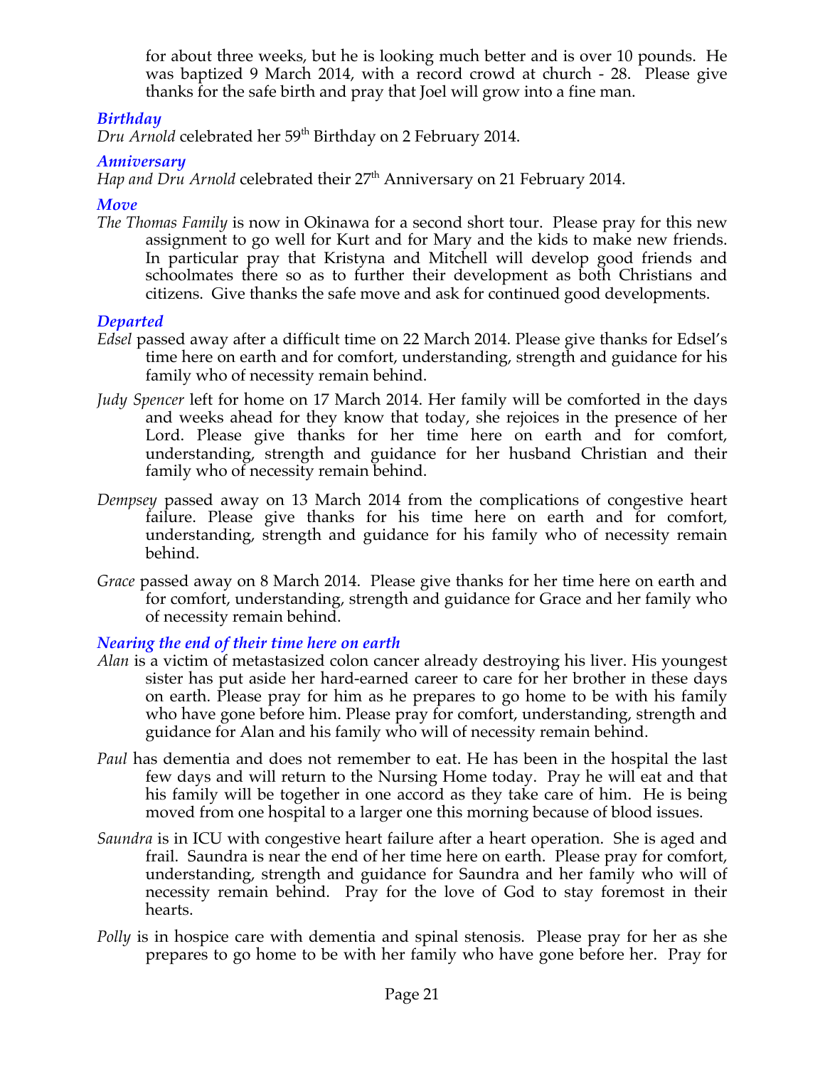for about three weeks, but he is looking much better and is over 10 pounds. He was baptized 9 March 2014, with a record crowd at church - 28. Please give thanks for the safe birth and pray that Joel will grow into a fine man.

### *Birthday*

*Dru Arnold* celebrated her 59th Birthday on 2 February 2014.

### *Anniversary*

*Hap and Dru Arnold* celebrated their 27th Anniversary on 21 February 2014.

### *Move*

*The Thomas Family* is now in Okinawa for a second short tour. Please pray for this new assignment to go well for Kurt and for Mary and the kids to make new friends. In particular pray that Kristyna and Mitchell will develop good friends and schoolmates there so as to further their development as both Christians and citizens. Give thanks the safe move and ask for continued good developments.

### *Departed*

*Edsel* passed away after a difficult time on 22 March 2014. Please give thanks for Edsel's time here on earth and for comfort, understanding, strength and guidance for his family who of necessity remain behind.

*Judy Spencer* left for home on 17 March 2014. Her family will be comforted in the days and weeks ahead for they know that today, she rejoices in the presence of her Lord. Please give thanks for her time here on earth and for comfort, understanding, strength and guidance for her husband Christian and their family who of necessity remain behind.

*Dempsey* passed away on 13 March 2014 from the complications of congestive heart failure. Please give thanks for his time here on earth and for comfort, understanding, strength and guidance for his family who of necessity remain behind.

*Grace* passed away on 8 March 2014. Please give thanks for her time here on earth and for comfort, understanding, strength and guidance for Grace and her family who of necessity remain behind.

### *Nearing the end of their time here on earth*

*Alan* is a victim of metastasized colon cancer already destroying his liver. His youngest sister has put aside her hard-earned career to care for her brother in these days on earth. Please pray for him as he prepares to go home to be with his family who have gone before him. Please pray for comfort, understanding, strength and guidance for Alan and his family who will of necessity remain behind.

*Paul* has dementia and does not remember to eat. He has been in the hospital the last few days and will return to the Nursing Home today. Pray he will eat and that his family will be together in one accord as they take care of him. He is being moved from one hospital to a larger one this morning because of blood issues.

*Saundra* is in ICU with congestive heart failure after a heart operation. She is aged and frail. Saundra is near the end of her time here on earth. Please pray for comfort, understanding, strength and guidance for Saundra and her family who will of necessity remain behind. Pray for the love of God to stay foremost in their hearts.

*Polly* is in hospice care with dementia and spinal stenosis. Please pray for her as she prepares to go home to be with her family who have gone before her. Pray for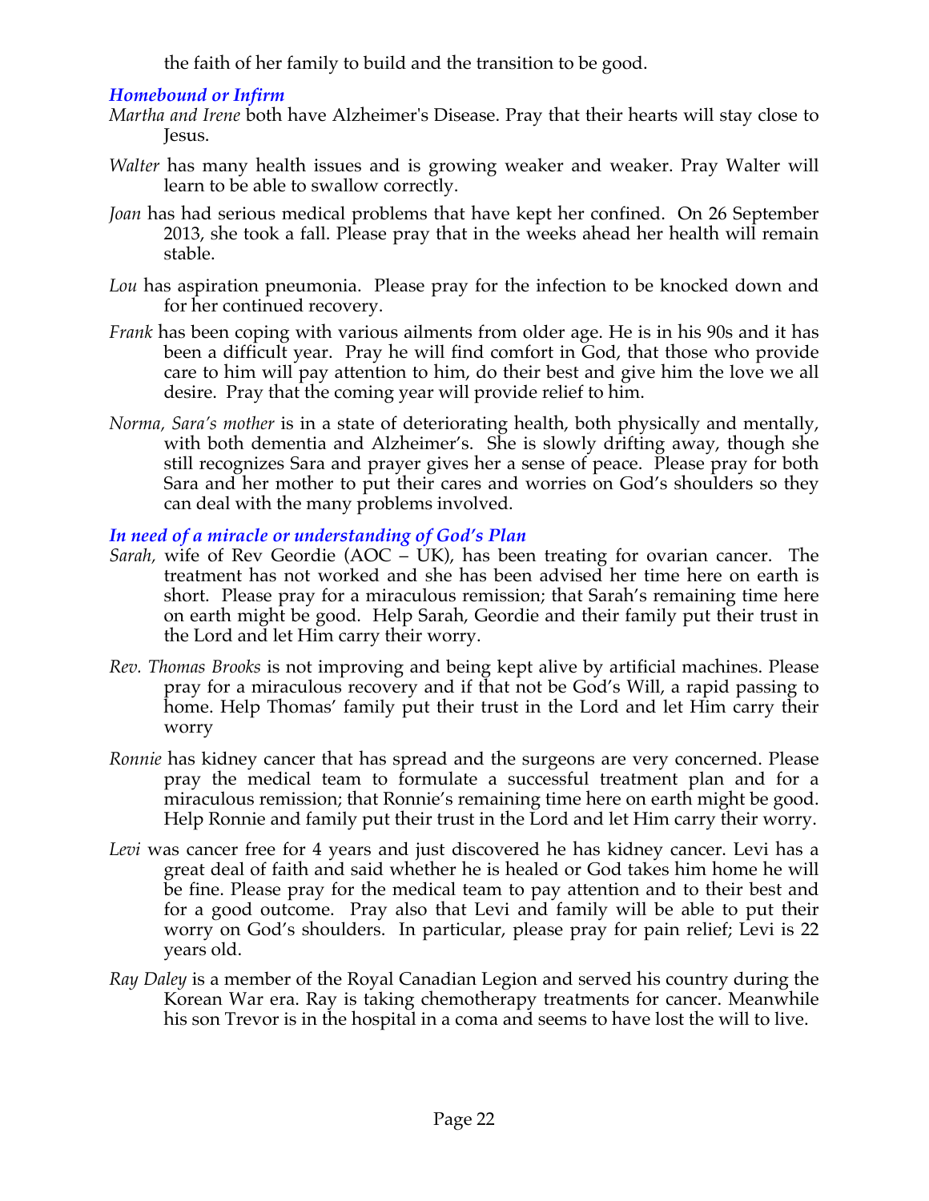the faith of her family to build and the transition to be good.

### *Homebound or Infirm*

*Martha and Irene* both have Alzheimer's Disease. Pray that their hearts will stay close to Jesus.

*Walter* has many health issues and is growing weaker and weaker. Pray Walter will learn to be able to swallow correctly.

*Joan* has had serious medical problems that have kept her confined. On 26 September 2013, she took a fall. Please pray that in the weeks ahead her health will remain stable.

*Lou* has aspiration pneumonia. Please pray for the infection to be knocked down and for her continued recovery.

*Frank* has been coping with various ailments from older age. He is in his 90s and it has been a difficult year. Pray he will find comfort in God, that those who provide care to him will pay attention to him, do their best and give him the love we all desire. Pray that the coming year will provide relief to him.

*Norma, Sara's mother* is in a state of deteriorating health, both physically and mentally, with both dementia and Alzheimer's. She is slowly drifting away, though she still recognizes Sara and prayer gives her a sense of peace. Please pray for both Sara and her mother to put their cares and worries on God's shoulders so they can deal with the many problems involved.

### *In need of a miracle or understanding of God's Plan*

*Sarah,* wife of Rev Geordie (AOC – UK), has been treating for ovarian cancer. The treatment has not worked and she has been advised her time here on earth is short. Please pray for a miraculous remission; that Sarah's remaining time here on earth might be good. Help Sarah, Geordie and their family put their trust in the Lord and let Him carry their worry.

*Rev. Thomas Brooks* is not improving and being kept alive by artificial machines. Please pray for a miraculous recovery and if that not be God's Will, a rapid passing to home. Help Thomas' family put their trust in the Lord and let Him carry their worry

*Ronnie* has kidney cancer that has spread and the surgeons are very concerned. Please pray the medical team to formulate a successful treatment plan and for a miraculous remission; that Ronnie's remaining time here on earth might be good. Help Ronnie and family put their trust in the Lord and let Him carry their worry.

*Levi* was cancer free for 4 years and just discovered he has kidney cancer. Levi has a great deal of faith and said whether he is healed or God takes him home he will be fine. Please pray for the medical team to pay attention and to their best and for a good outcome. Pray also that Levi and family will be able to put their worry on God's shoulders. In particular, please pray for pain relief; Levi is 22 years old.

*Ray Daley* is a member of the Royal Canadian Legion and served his country during the Korean War era. Ray is taking chemotherapy treatments for cancer. Meanwhile his son Trevor is in the hospital in a coma and seems to have lost the will to live.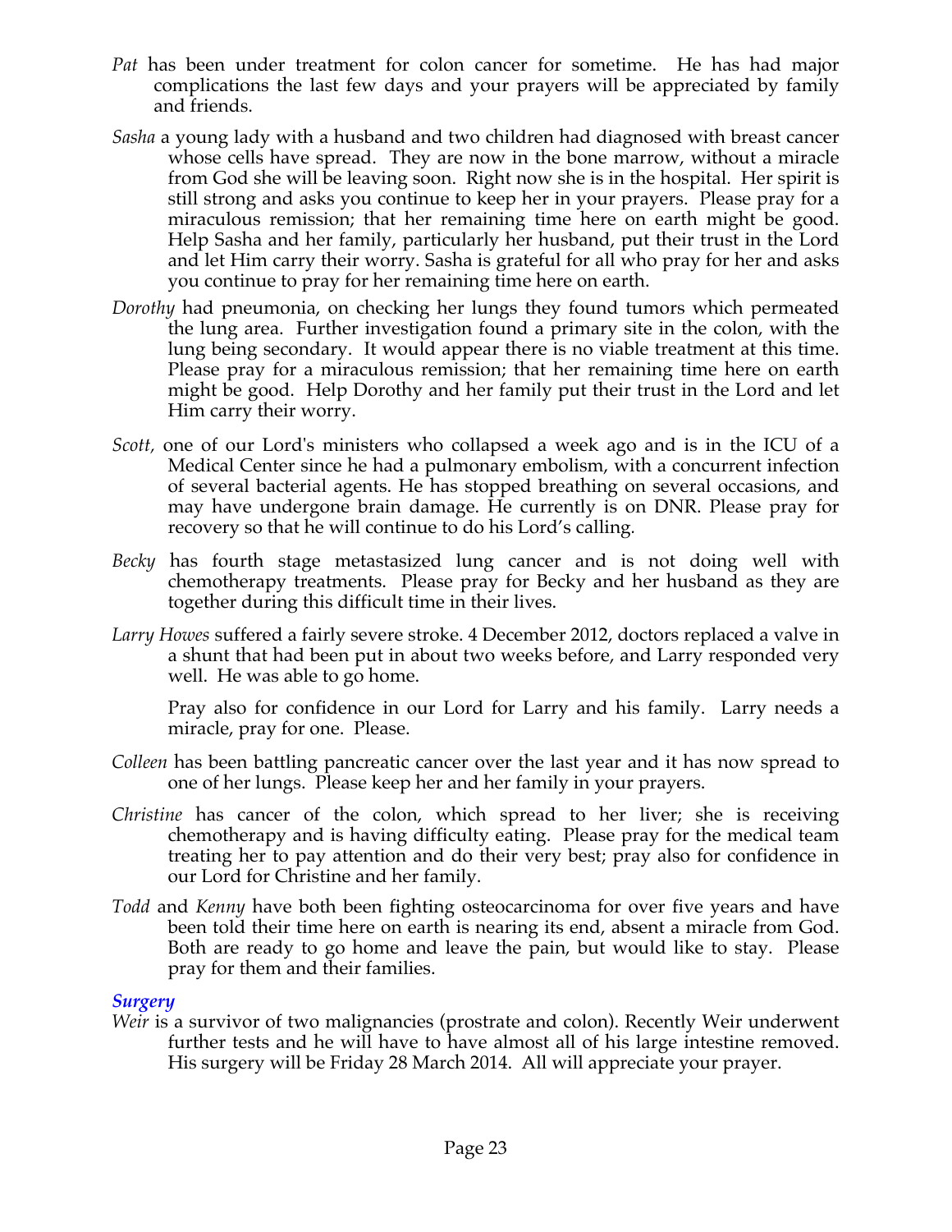*Pat* has been under treatment for colon cancer for sometime. He has had major complications the last few days and your prayers will be appreciated by family and friends.

*Sasha* a young lady with a husband and two children had diagnosed with breast cancer whose cells have spread. They are now in the bone marrow, without a miracle from God she will be leaving soon. Right now she is in the hospital. Her spirit is still strong and asks you continue to keep her in your prayers. Please pray for a miraculous remission; that her remaining time here on earth might be good. Help Sasha and her family, particularly her husband, put their trust in the Lord and let Him carry their worry. Sasha is grateful for all who pray for her and asks you continue to pray for her remaining time here on earth.

*Dorothy* had pneumonia, on checking her lungs they found tumors which permeated the lung area. Further investigation found a primary site in the colon, with the lung being secondary. It would appear there is no viable treatment at this time. Please pray for a miraculous remission; that her remaining time here on earth might be good. Help Dorothy and her family put their trust in the Lord and let Him carry their worry.

*Scott,* one of our Lord's ministers who collapsed a week ago and is in the ICU of a Medical Center since he had a pulmonary embolism, with a concurrent infection of several bacterial agents. He has stopped breathing on several occasions, and may have undergone brain damage. He currently is on DNR. Please pray for recovery so that he will continue to do his Lord's calling.

*Becky* has fourth stage metastasized lung cancer and is not doing well with chemotherapy treatments. Please pray for Becky and her husband as they are together during this difficult time in their lives.

*Larry Howes* suffered a fairly severe stroke. 4 December 2012, doctors replaced a valve in a shunt that had been put in about two weeks before, and Larry responded very well. He was able to go home.

Pray also for confidence in our Lord for Larry and his family. Larry needs a miracle, pray for one. Please.

*Colleen* has been battling pancreatic cancer over the last year and it has now spread to one of her lungs. Please keep her and her family in your prayers.

*Christine* has cancer of the colon, which spread to her liver; she is receiving chemotherapy and is having difficulty eating. Please pray for the medical team treating her to pay attention and do their very best; pray also for confidence in our Lord for Christine and her family.

*Todd* and *Kenny* have both been fighting osteocarcinoma for over five years and have been told their time here on earth is nearing its end, absent a miracle from God. Both are ready to go home and leave the pain, but would like to stay. Please pray for them and their families.

### *Surgery*

*Weir* is a survivor of two malignancies (prostrate and colon). Recently Weir underwent further tests and he will have to have almost all of his large intestine removed. His surgery will be Friday 28 March 2014. All will appreciate your prayer.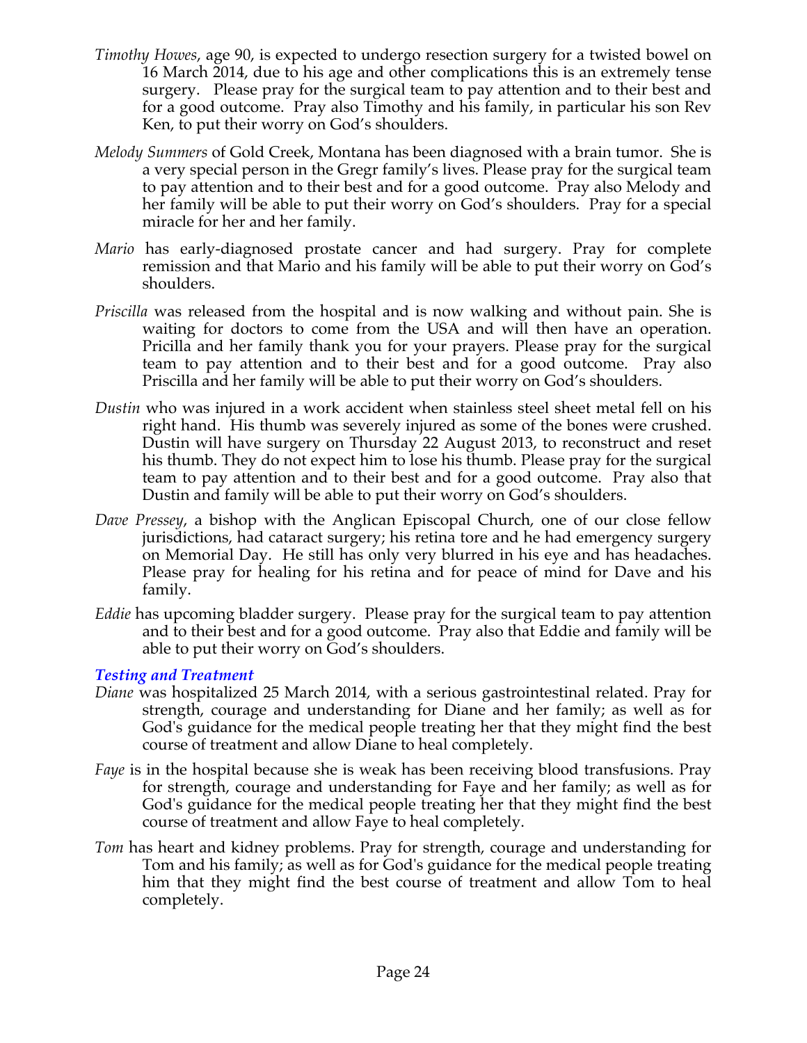*Timothy Howes*, age 90, is expected to undergo resection surgery for a twisted bowel on 16 March 2014, due to his age and other complications this is an extremely tense surgery. Please pray for the surgical team to pay attention and to their best and for a good outcome. Pray also Timothy and his family, in particular his son Rev Ken, to put their worry on God's shoulders.

*Melody Summers* of Gold Creek, Montana has been diagnosed with a brain tumor. She is a very special person in the Gregr family's lives. Please pray for the surgical team to pay attention and to their best and for a good outcome. Pray also Melody and her family will be able to put their worry on God's shoulders. Pray for a special miracle for her and her family.

*Mario* has early-diagnosed prostate cancer and had surgery. Pray for complete remission and that Mario and his family will be able to put their worry on God's shoulders.

*Priscilla* was released from the hospital and is now walking and without pain. She is waiting for doctors to come from the USA and will then have an operation. Pricilla and her family thank you for your prayers. Please pray for the surgical team to pay attention and to their best and for a good outcome. Pray also Priscilla and her family will be able to put their worry on God's shoulders.

*Dustin* who was injured in a work accident when stainless steel sheet metal fell on his right hand. His thumb was severely injured as some of the bones were crushed. Dustin will have surgery on Thursday 22 August 2013, to reconstruct and reset his thumb. They do not expect him to lose his thumb. Please pray for the surgical team to pay attention and to their best and for a good outcome. Pray also that Dustin and family will be able to put their worry on God's shoulders.

*Dave Pressey*, a bishop with the Anglican Episcopal Church, one of our close fellow jurisdictions, had cataract surgery; his retina tore and he had emergency surgery on Memorial Day. He still has only very blurred in his eye and has headaches. Please pray for healing for his retina and for peace of mind for Dave and his family.

*Eddie* has upcoming bladder surgery. Please pray for the surgical team to pay attention and to their best and for a good outcome. Pray also that Eddie and family will be able to put their worry on God's shoulders.

### *Testing and Treatment*

*Diane* was hospitalized 25 March 2014, with a serious gastrointestinal related. Pray for strength, courage and understanding for Diane and her family; as well as for God's guidance for the medical people treating her that they might find the best course of treatment and allow Diane to heal completely.

*Faye* is in the hospital because she is weak has been receiving blood transfusions. Pray for strength, courage and understanding for Faye and her family; as well as for God's guidance for the medical people treating her that they might find the best course of treatment and allow Faye to heal completely.

*Tom* has heart and kidney problems. Pray for strength, courage and understanding for Tom and his family; as well as for God's guidance for the medical people treating him that they might find the best course of treatment and allow Tom to heal completely.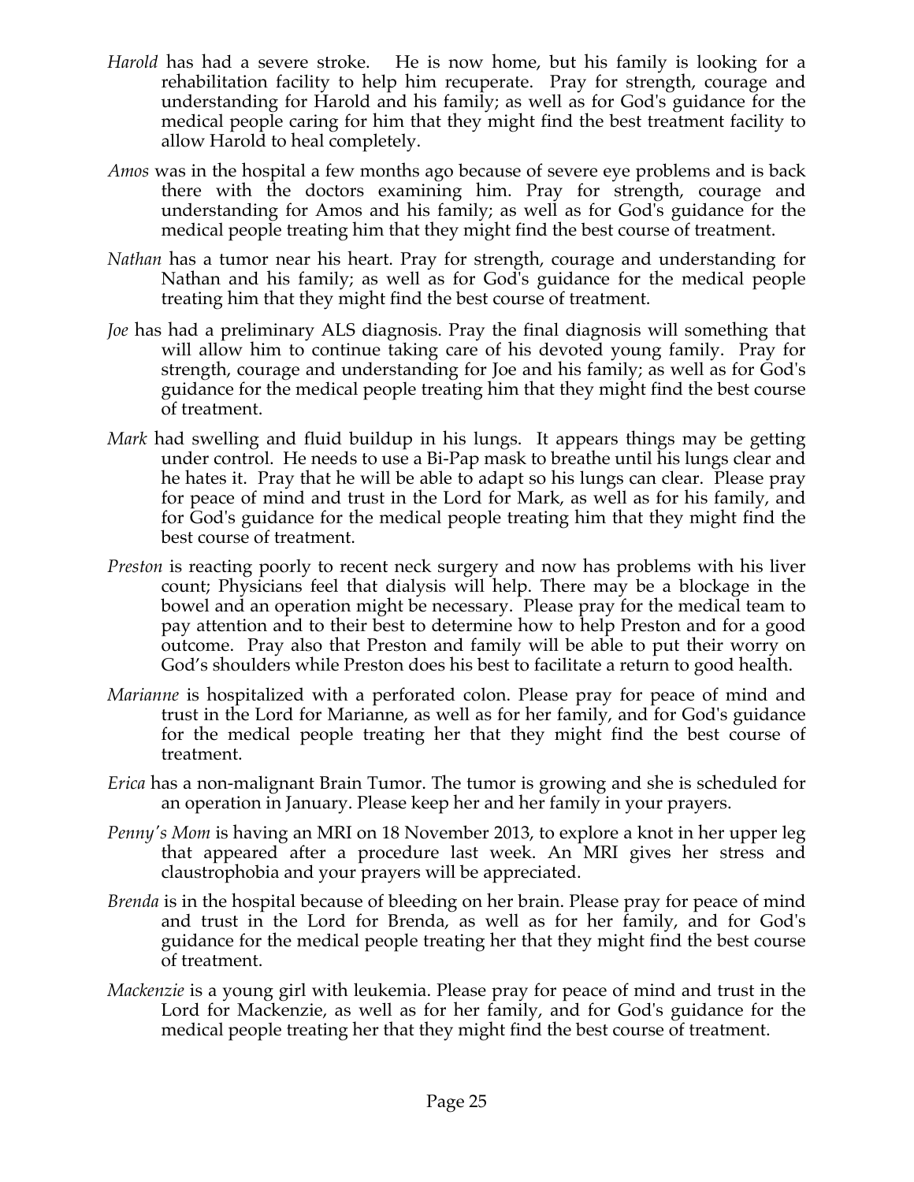*Harold* has had a severe stroke. He is now home, but his family is looking for a rehabilitation facility to help him recuperate. Pray for strength, courage and understanding for Harold and his family; as well as for God's guidance for the medical people caring for him that they might find the best treatment facility to allow Harold to heal completely.

*Amos* was in the hospital a few months ago because of severe eye problems and is back there with the doctors examining him. Pray for strength, courage and understanding for Amos and his family; as well as for God's guidance for the medical people treating him that they might find the best course of treatment.

*Nathan* has a tumor near his heart. Pray for strength, courage and understanding for Nathan and his family; as well as for God's guidance for the medical people treating him that they might find the best course of treatment.

*Joe* has had a preliminary ALS diagnosis. Pray the final diagnosis will something that will allow him to continue taking care of his devoted young family. Pray for strength, courage and understanding for Joe and his family; as well as for God's guidance for the medical people treating him that they might find the best course of treatment.

*Mark* had swelling and fluid buildup in his lungs. It appears things may be getting under control. He needs to use a Bi-Pap mask to breathe until his lungs clear and he hates it. Pray that he will be able to adapt so his lungs can clear. Please pray for peace of mind and trust in the Lord for Mark, as well as for his family, and for God's guidance for the medical people treating him that they might find the best course of treatment.

*Preston* is reacting poorly to recent neck surgery and now has problems with his liver count; Physicians feel that dialysis will help. There may be a blockage in the bowel and an operation might be necessary. Please pray for the medical team to pay attention and to their best to determine how to help Preston and for a good outcome. Pray also that Preston and family will be able to put their worry on God's shoulders while Preston does his best to facilitate a return to good health.

*Marianne* is hospitalized with a perforated colon. Please pray for peace of mind and trust in the Lord for Marianne, as well as for her family, and for God's guidance for the medical people treating her that they might find the best course of treatment.

*Erica* has a non-malignant Brain Tumor. The tumor is growing and she is scheduled for an operation in January. Please keep her and her family in your prayers.

*Penny's Mom* is having an MRI on 18 November 2013, to explore a knot in her upper leg that appeared after a procedure last week. An MRI gives her stress and claustrophobia and your prayers will be appreciated.

*Brenda* is in the hospital because of bleeding on her brain. Please pray for peace of mind and trust in the Lord for Brenda, as well as for her family, and for God's guidance for the medical people treating her that they might find the best course of treatment.

*Mackenzie* is a young girl with leukemia. Please pray for peace of mind and trust in the Lord for Mackenzie, as well as for her family, and for God's guidance for the medical people treating her that they might find the best course of treatment.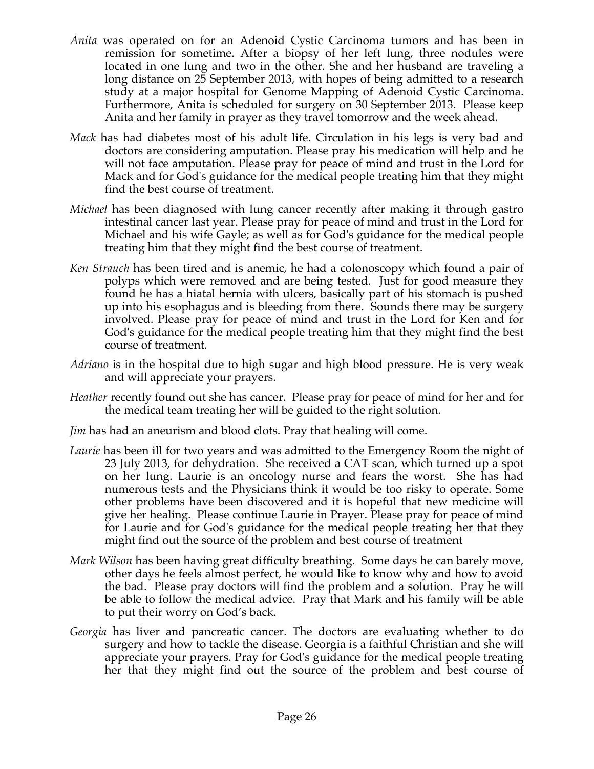*Anita* was operated on for an Adenoid Cystic Carcinoma tumors and has been in remission for sometime. After a biopsy of her left lung, three nodules were located in one lung and two in the other. She and her husband are traveling a long distance on 25 September 2013, with hopes of being admitted to a research study at a major hospital for Genome Mapping of Adenoid Cystic Carcinoma. Furthermore, Anita is scheduled for surgery on 30 September 2013. Please keep Anita and her family in prayer as they travel tomorrow and the week ahead.

*Mack* has had diabetes most of his adult life. Circulation in his legs is very bad and doctors are considering amputation. Please pray his medication will help and he will not face amputation. Please pray for peace of mind and trust in the Lord for Mack and for God's guidance for the medical people treating him that they might find the best course of treatment.

*Michael* has been diagnosed with lung cancer recently after making it through gastro intestinal cancer last year. Please pray for peace of mind and trust in the Lord for Michael and his wife Gayle; as well as for God's guidance for the medical people treating him that they might find the best course of treatment.

*Ken Strauch* has been tired and is anemic, he had a colonoscopy which found a pair of polyps which were removed and are being tested. Just for good measure they found he has a hiatal hernia with ulcers, basically part of his stomach is pushed up into his esophagus and is bleeding from there. Sounds there may be surgery involved. Please pray for peace of mind and trust in the Lord for Ken and for God's guidance for the medical people treating him that they might find the best course of treatment.

*Adriano* is in the hospital due to high sugar and high blood pressure. He is very weak and will appreciate your prayers.

*Heather* recently found out she has cancer. Please pray for peace of mind for her and for the medical team treating her will be guided to the right solution.

*Jim* has had an aneurism and blood clots. Pray that healing will come.

*Laurie* has been ill for two years and was admitted to the Emergency Room the night of 23 July 2013, for dehydration. She received a CAT scan, which turned up a spot on her lung. Laurie is an oncology nurse and fears the worst. She has had numerous tests and the Physicians think it would be too risky to operate. Some other problems have been discovered and it is hopeful that new medicine will give her healing. Please continue Laurie in Prayer. Please pray for peace of mind for Laurie and for God's guidance for the medical people treating her that they might find out the source of the problem and best course of treatment

*Mark Wilson* has been having great difficulty breathing. Some days he can barely move, other days he feels almost perfect, he would like to know why and how to avoid the bad. Please pray doctors will find the problem and a solution. Pray he will be able to follow the medical advice. Pray that Mark and his family will be able to put their worry on God's back.

*Georgia* has liver and pancreatic cancer. The doctors are evaluating whether to do surgery and how to tackle the disease. Georgia is a faithful Christian and she will appreciate your prayers. Pray for God's guidance for the medical people treating her that they might find out the source of the problem and best course of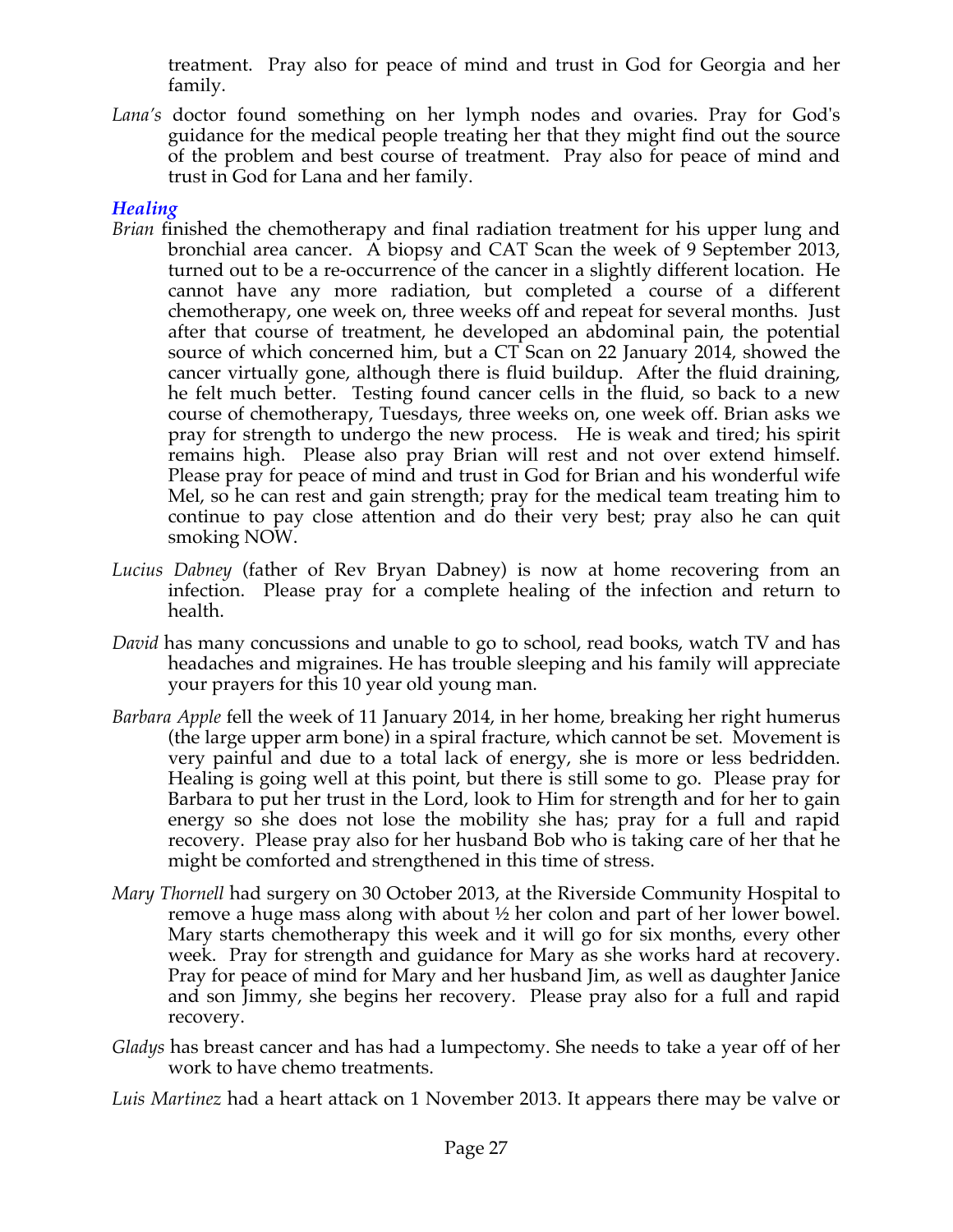treatment. Pray also for peace of mind and trust in God for Georgia and her family.

*Lana's* doctor found something on her lymph nodes and ovaries. Pray for God's guidance for the medical people treating her that they might find out the source of the problem and best course of treatment. Pray also for peace of mind and trust in God for Lana and her family.

### *Healing*

*Brian* finished the chemotherapy and final radiation treatment for his upper lung and bronchial area cancer. A biopsy and CAT Scan the week of 9 September 2013, turned out to be a re-occurrence of the cancer in a slightly different location. He cannot have any more radiation, but completed a course of a different chemotherapy, one week on, three weeks off and repeat for several months. Just after that course of treatment, he developed an abdominal pain, the potential source of which concerned him, but a CT Scan on 22 January 2014, showed the cancer virtually gone, although there is fluid buildup. After the fluid draining, he felt much better. Testing found cancer cells in the fluid, so back to a new course of chemotherapy, Tuesdays, three weeks on, one week off. Brian asks we pray for strength to undergo the new process. He is weak and tired; his spirit remains high. Please also pray Brian will rest and not over extend himself. Please pray for peace of mind and trust in God for Brian and his wonderful wife Mel, so he can rest and gain strength; pray for the medical team treating him to continue to pay close attention and do their very best; pray also he can quit smoking NOW.

*Lucius Dabney* (father of Rev Bryan Dabney) is now at home recovering from an infection. Please pray for a complete healing of the infection and return to health.

*David* has many concussions and unable to go to school, read books, watch TV and has headaches and migraines. He has trouble sleeping and his family will appreciate your prayers for this 10 year old young man.

*Barbara Apple* fell the week of 11 January 2014, in her home, breaking her right humerus (the large upper arm bone) in a spiral fracture, which cannot be set. Movement is very painful and due to a total lack of energy, she is more or less bedridden. Healing is going well at this point, but there is still some to go. Please pray for Barbara to put her trust in the Lord, look to Him for strength and for her to gain energy so she does not lose the mobility she has; pray for a full and rapid recovery. Please pray also for her husband Bob who is taking care of her that he might be comforted and strengthened in this time of stress.

*Mary Thornell* had surgery on 30 October 2013, at the Riverside Community Hospital to remove a huge mass along with about ½ her colon and part of her lower bowel. Mary starts chemotherapy this week and it will go for six months, every other week. Pray for strength and guidance for Mary as she works hard at recovery. Pray for peace of mind for Mary and her husband Jim, as well as daughter Janice and son Jimmy, she begins her recovery. Please pray also for a full and rapid recovery.

*Gladys* has breast cancer and has had a lumpectomy. She needs to take a year off of her work to have chemo treatments.

*Luis Martinez* had a heart attack on 1 November 2013. It appears there may be valve or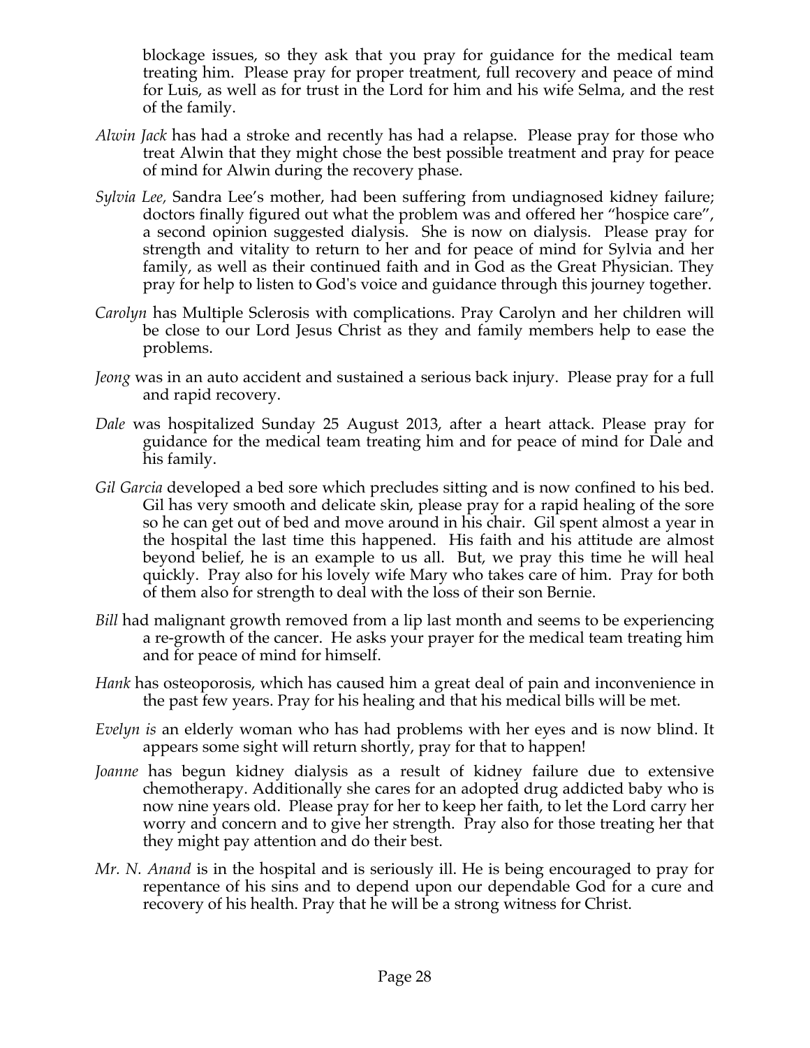blockage issues, so they ask that you pray for guidance for the medical team treating him. Please pray for proper treatment, full recovery and peace of mind for Luis, as well as for trust in the Lord for him and his wife Selma, and the rest of the family.

*Alwin Jack* has had a stroke and recently has had a relapse. Please pray for those who treat Alwin that they might chose the best possible treatment and pray for peace of mind for Alwin during the recovery phase.

*Sylvia Lee,* Sandra Lee's mother, had been suffering from undiagnosed kidney failure; doctors finally figured out what the problem was and offered her "hospice care", a second opinion suggested dialysis. She is now on dialysis. Please pray for strength and vitality to return to her and for peace of mind for Sylvia and her family, as well as their continued faith and in God as the Great Physician. They pray for help to listen to God's voice and guidance through this journey together.

*Carolyn* has Multiple Sclerosis with complications. Pray Carolyn and her children will be close to our Lord Jesus Christ as they and family members help to ease the problems.

*Jeong* was in an auto accident and sustained a serious back injury. Please pray for a full and rapid recovery.

*Dale* was hospitalized Sunday 25 August 2013, after a heart attack. Please pray for guidance for the medical team treating him and for peace of mind for Dale and his family.

*Gil Garcia* developed a bed sore which precludes sitting and is now confined to his bed. Gil has very smooth and delicate skin, please pray for a rapid healing of the sore so he can get out of bed and move around in his chair. Gil spent almost a year in the hospital the last time this happened. His faith and his attitude are almost beyond belief, he is an example to us all. But, we pray this time he will heal quickly. Pray also for his lovely wife Mary who takes care of him. Pray for both of them also for strength to deal with the loss of their son Bernie.

*Bill* had malignant growth removed from a lip last month and seems to be experiencing a re-growth of the cancer. He asks your prayer for the medical team treating him and for peace of mind for himself.

*Hank* has osteoporosis, which has caused him a great deal of pain and inconvenience in the past few years. Pray for his healing and that his medical bills will be met.

*Evelyn is* an elderly woman who has had problems with her eyes and is now blind. It appears some sight will return shortly, pray for that to happen!

*Joanne* has begun kidney dialysis as a result of kidney failure due to extensive chemotherapy. Additionally she cares for an adopted drug addicted baby who is now nine years old. Please pray for her to keep her faith, to let the Lord carry her worry and concern and to give her strength. Pray also for those treating her that they might pay attention and do their best.

*Mr. N. Anand* is in the hospital and is seriously ill. He is being encouraged to pray for repentance of his sins and to depend upon our dependable God for a cure and recovery of his health. Pray that he will be a strong witness for Christ.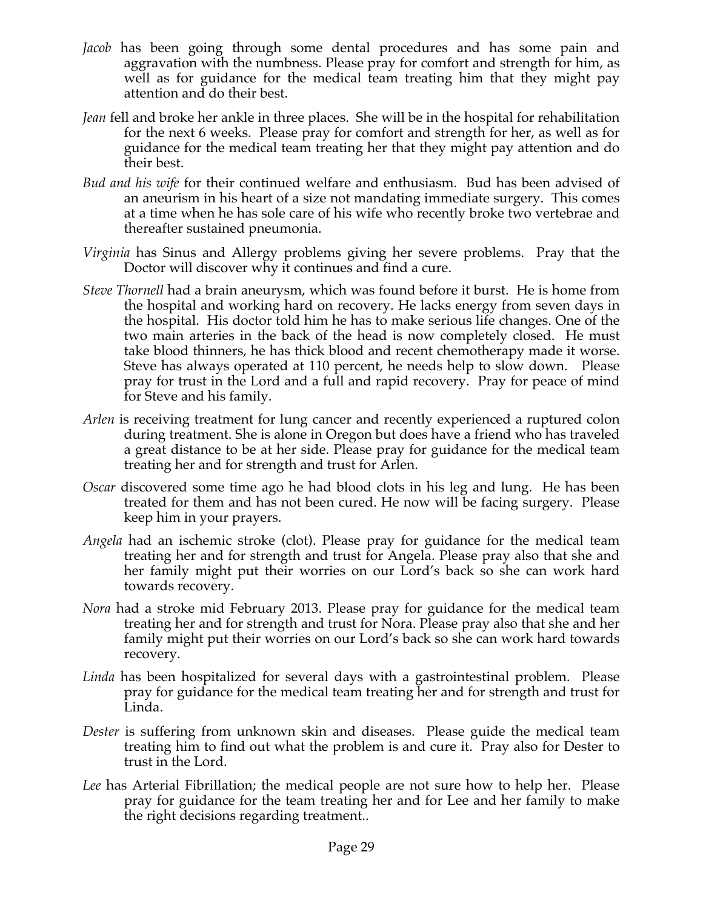*Jacob* has been going through some dental procedures and has some pain and aggravation with the numbness. Please pray for comfort and strength for him, as well as for guidance for the medical team treating him that they might pay attention and do their best.

*Jean* fell and broke her ankle in three places. She will be in the hospital for rehabilitation for the next 6 weeks. Please pray for comfort and strength for her, as well as for guidance for the medical team treating her that they might pay attention and do their best.

*Bud and his wife* for their continued welfare and enthusiasm. Bud has been advised of an aneurism in his heart of a size not mandating immediate surgery. This comes at a time when he has sole care of his wife who recently broke two vertebrae and thereafter sustained pneumonia.

*Virginia* has Sinus and Allergy problems giving her severe problems. Pray that the Doctor will discover why it continues and find a cure.

*Steve Thornell* had a brain aneurysm, which was found before it burst. He is home from the hospital and working hard on recovery. He lacks energy from seven days in the hospital. His doctor told him he has to make serious life changes. One of the two main arteries in the back of the head is now completely closed. He must take blood thinners, he has thick blood and recent chemotherapy made it worse. Steve has always operated at 110 percent, he needs help to slow down. Please pray for trust in the Lord and a full and rapid recovery. Pray for peace of mind for Steve and his family.

*Arlen* is receiving treatment for lung cancer and recently experienced a ruptured colon during treatment. She is alone in Oregon but does have a friend who has traveled a great distance to be at her side. Please pray for guidance for the medical team treating her and for strength and trust for Arlen.

*Oscar* discovered some time ago he had blood clots in his leg and lung. He has been treated for them and has not been cured. He now will be facing surgery. Please keep him in your prayers.

*Angela* had an ischemic stroke (clot). Please pray for guidance for the medical team treating her and for strength and trust for Angela. Please pray also that she and her family might put their worries on our Lord's back so she can work hard towards recovery.

*Nora* had a stroke mid February 2013. Please pray for guidance for the medical team treating her and for strength and trust for Nora. Please pray also that she and her family might put their worries on our Lord's back so she can work hard towards recovery.

*Linda* has been hospitalized for several days with a gastrointestinal problem. Please pray for guidance for the medical team treating her and for strength and trust for Linda.

*Dester* is suffering from unknown skin and diseases. Please guide the medical team treating him to find out what the problem is and cure it. Pray also for Dester to trust in the Lord.

*Lee* has Arterial Fibrillation; the medical people are not sure how to help her. Please pray for guidance for the team treating her and for Lee and her family to make the right decisions regarding treatment..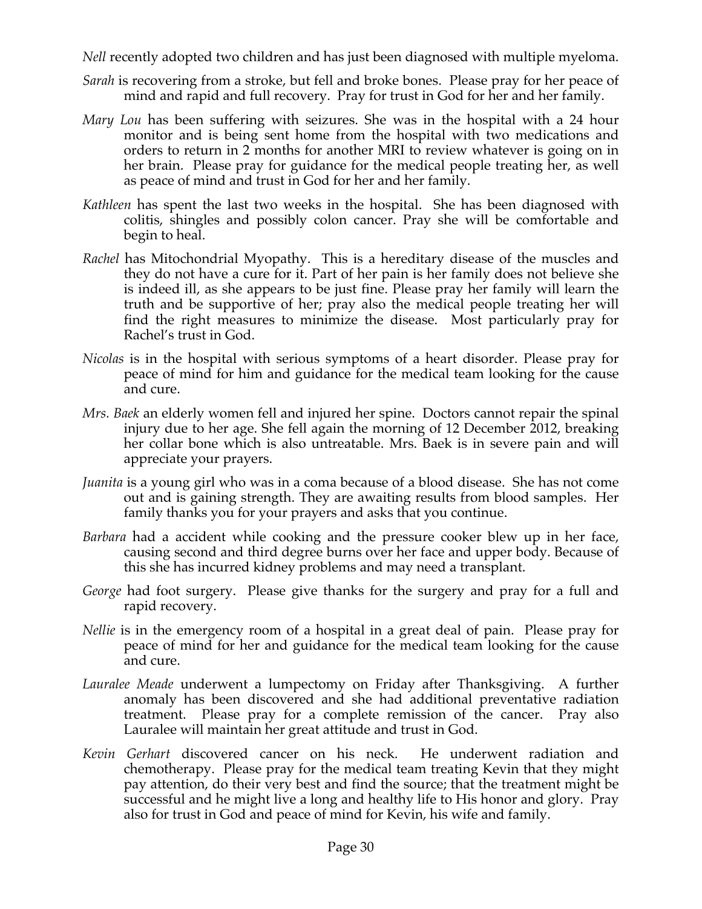*Nell* recently adopted two children and has just been diagnosed with multiple myeloma.

*Sarah* is recovering from a stroke, but fell and broke bones. Please pray for her peace of mind and rapid and full recovery. Pray for trust in God for her and her family.

*Mary Lou* has been suffering with seizures. She was in the hospital with a 24 hour monitor and is being sent home from the hospital with two medications and orders to return in 2 months for another MRI to review whatever is going on in her brain. Please pray for guidance for the medical people treating her, as well as peace of mind and trust in God for her and her family.

*Kathleen* has spent the last two weeks in the hospital. She has been diagnosed with colitis, shingles and possibly colon cancer. Pray she will be comfortable and begin to heal.

*Rachel* has Mitochondrial Myopathy. This is a hereditary disease of the muscles and they do not have a cure for it. Part of her pain is her family does not believe she is indeed ill, as she appears to be just fine. Please pray her family will learn the truth and be supportive of her; pray also the medical people treating her will find the right measures to minimize the disease. Most particularly pray for Rachel's trust in God.

*Nicolas* is in the hospital with serious symptoms of a heart disorder. Please pray for peace of mind for him and guidance for the medical team looking for the cause and cure.

*Mrs. Baek* an elderly women fell and injured her spine. Doctors cannot repair the spinal injury due to her age. She fell again the morning of 12 December 2012, breaking her collar bone which is also untreatable. Mrs. Baek is in severe pain and will appreciate your prayers.

*Juanita* is a young girl who was in a coma because of a blood disease. She has not come out and is gaining strength. They are awaiting results from blood samples. Her family thanks you for your prayers and asks that you continue.

*Barbara* had a accident while cooking and the pressure cooker blew up in her face, causing second and third degree burns over her face and upper body. Because of this she has incurred kidney problems and may need a transplant.

*George* had foot surgery. Please give thanks for the surgery and pray for a full and rapid recovery.

*Nellie* is in the emergency room of a hospital in a great deal of pain. Please pray for peace of mind for her and guidance for the medical team looking for the cause and cure.

*Lauralee Meade* underwent a lumpectomy on Friday after Thanksgiving. A further anomaly has been discovered and she had additional preventative radiation treatment. Please pray for a complete remission of the cancer. Pray also Lauralee will maintain her great attitude and trust in God.

*Kevin Gerhart* discovered cancer on his neck. He underwent radiation and chemotherapy. Please pray for the medical team treating Kevin that they might pay attention, do their very best and find the source; that the treatment might be successful and he might live a long and healthy life to His honor and glory. Pray also for trust in God and peace of mind for Kevin, his wife and family.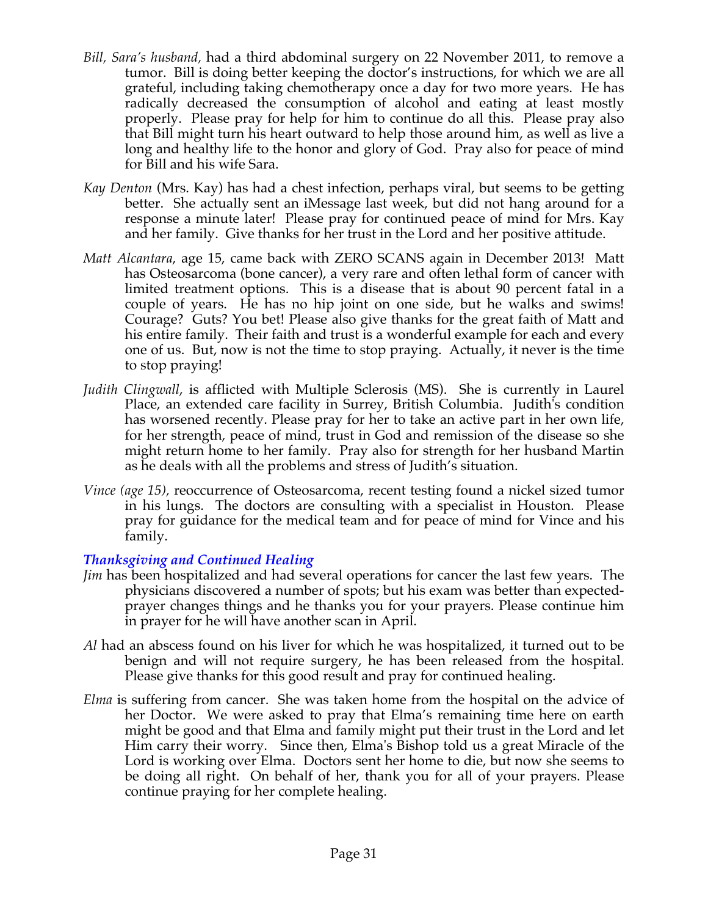*Bill, Sara's husband*, had a third abdominal surgery on 22 November 2011, to remove a tumor. Bill is doing better keeping the doctor's instructions, for which we are all grateful, including taking chemotherapy once a day for two more years. He has radically decreased the consumption of alcohol and eating at least mostly properly. Please pray for help for him to continue do all this. Please pray also that Bill might turn his heart outward to help those around him, as well as live a long and healthy life to the honor and glory of God. Pray also for peace of mind for Bill and his wife Sara.

*Kay Denton* (Mrs. Kay) has had a chest infection, perhaps viral, but seems to be getting better. She actually sent an iMessage last week, but did not hang around for a response a minute later! Please pray for continued peace of mind for Mrs. Kay and her family. Give thanks for her trust in the Lord and her positive attitude.

*Matt Alcantara*, age 15, came back with ZERO SCANS again in December 2013! Matt has Osteosarcoma (bone cancer), a very rare and often lethal form of cancer with limited treatment options. This is a disease that is about 90 percent fatal in a couple of years. He has no hip joint on one side, but he walks and swims! Courage? Guts? You bet! Please also give thanks for the great faith of Matt and his entire family. Their faith and trust is a wonderful example for each and every one of us. But, now is not the time to stop praying. Actually, it never is the time to stop praying!

*Judith Clingwall*, is afflicted with Multiple Sclerosis (MS). She is currently in Laurel Place, an extended care facility in Surrey, British Columbia. Judith's condition has worsened recently. Please pray for her to take an active part in her own life, for her strength, peace of mind, trust in God and remission of the disease so she might return home to her family. Pray also for strength for her husband Martin as he deals with all the problems and stress of Judith's situation.

*Vince (age 15),* reoccurrence of Osteosarcoma, recent testing found a nickel sized tumor in his lungs. The doctors are consulting with a specialist in Houston. Please pray for guidance for the medical team and for peace of mind for Vince and his family.

### *Thanksgiving and Continued Healing*

*Jim* has been hospitalized and had several operations for cancer the last few years. The physicians discovered a number of spots; but his exam was better than expected- prayer changes things and he thanks you for your prayers. Please continue him in prayer for he will have another scan in April.

*Al* had an abscess found on his liver for which he was hospitalized, it turned out to be benign and will not require surgery, he has been released from the hospital. Please give thanks for this good result and pray for continued healing.

*Elma* is suffering from cancer. She was taken home from the hospital on the advice of her Doctor. We were asked to pray that Elma's remaining time here on earth might be good and that Elma and family might put their trust in the Lord and let Him carry their worry. Since then, Elma's Bishop told us a great Miracle of the Lord is working over Elma. Doctors sent her home to die, but now she seems to be doing all right. On behalf of her, thank you for all of your prayers. Please continue praying for her complete healing.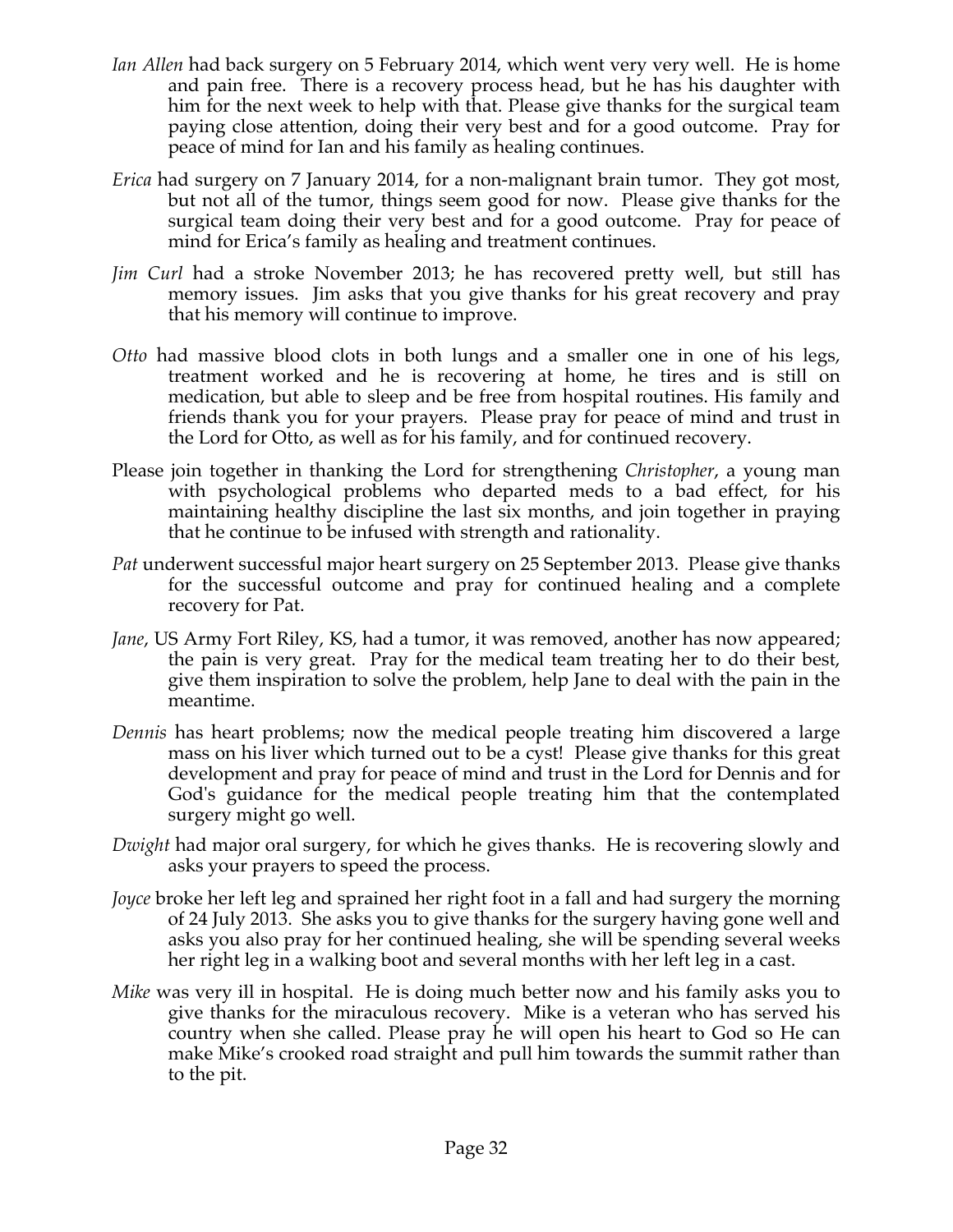*Ian Allen* had back surgery on 5 February 2014, which went very very well. He is home and pain free. There is a recovery process head, but he has his daughter with him for the next week to help with that. Please give thanks for the surgical team paying close attention, doing their very best and for a good outcome. Pray for peace of mind for Ian and his family as healing continues.

*Erica* had surgery on 7 January 2014, for a non-malignant brain tumor. They got most, but not all of the tumor, things seem good for now. Please give thanks for the surgical team doing their very best and for a good outcome. Pray for peace of mind for Erica's family as healing and treatment continues.

*Jim Curl* had a stroke November 2013; he has recovered pretty well, but still has memory issues. Jim asks that you give thanks for his great recovery and pray that his memory will continue to improve.

*Otto* had massive blood clots in both lungs and a smaller one in one of his legs, treatment worked and he is recovering at home, he tires and is still on medication, but able to sleep and be free from hospital routines. His family and friends thank you for your prayers. Please pray for peace of mind and trust in the Lord for Otto, as well as for his family, and for continued recovery.

Please join together in thanking the Lord for strengthening *Christopher*, a young man with psychological problems who departed meds to a bad effect, for his maintaining healthy discipline the last six months, and join together in praying that he continue to be infused with strength and rationality.

*Pat* underwent successful major heart surgery on 25 September 2013. Please give thanks for the successful outcome and pray for continued healing and a complete recovery for Pat.

*Jane*, US Army Fort Riley, KS, had a tumor, it was removed, another has now appeared; the pain is very great. Pray for the medical team treating her to do their best, give them inspiration to solve the problem, help Jane to deal with the pain in the meantime.

*Dennis* has heart problems; now the medical people treating him discovered a large mass on his liver which turned out to be a cyst! Please give thanks for this great development and pray for peace of mind and trust in the Lord for Dennis and for God's guidance for the medical people treating him that the contemplated surgery might go well.

*Dwight* had major oral surgery, for which he gives thanks. He is recovering slowly and asks your prayers to speed the process.

*Joyce* broke her left leg and sprained her right foot in a fall and had surgery the morning of 24 July 2013. She asks you to give thanks for the surgery having gone well and asks you also pray for her continued healing, she will be spending several weeks her right leg in a walking boot and several months with her left leg in a cast.

*Mike* was very ill in hospital. He is doing much better now and his family asks you to give thanks for the miraculous recovery. Mike is a veteran who has served his country when she called. Please pray he will open his heart to God so He can make Mike's crooked road straight and pull him towards the summit rather than to the pit.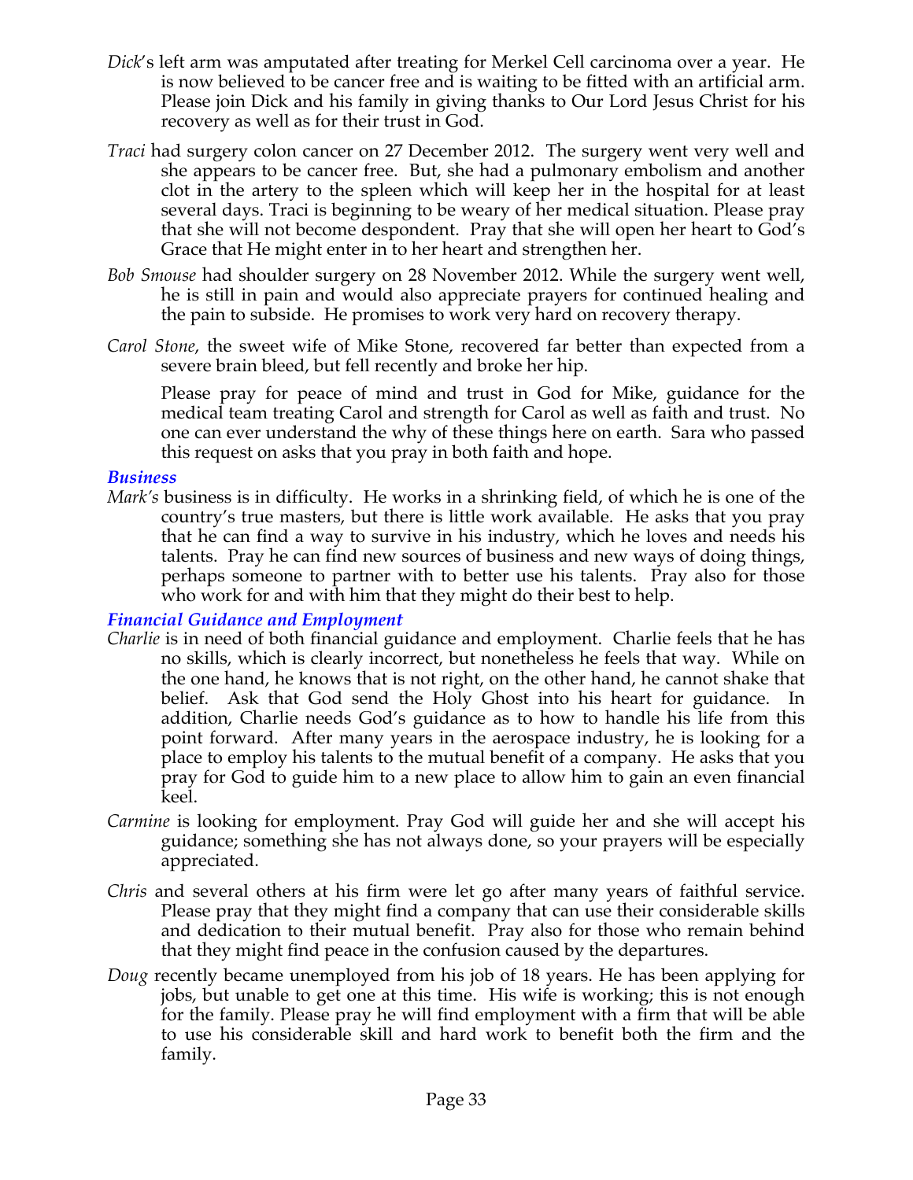*Dick*'s left arm was amputated after treating for Merkel Cell carcinoma over a year. He is now believed to be cancer free and is waiting to be fitted with an artificial arm. Please join Dick and his family in giving thanks to Our Lord Jesus Christ for his recovery as well as for their trust in God.

*Traci* had surgery colon cancer on 27 December 2012. The surgery went very well and she appears to be cancer free. But, she had a pulmonary embolism and another clot in the artery to the spleen which will keep her in the hospital for at least several days. Traci is beginning to be weary of her medical situation. Please pray that she will not become despondent. Pray that she will open her heart to God's Grace that He might enter in to her heart and strengthen her.

*Bob Smouse* had shoulder surgery on 28 November 2012. While the surgery went well, he is still in pain and would also appreciate prayers for continued healing and the pain to subside. He promises to work very hard on recovery therapy.

*Carol Stone*, the sweet wife of Mike Stone, recovered far better than expected from a severe brain bleed, but fell recently and broke her hip.

Please pray for peace of mind and trust in God for Mike, guidance for the medical team treating Carol and strength for Carol as well as faith and trust. No one can ever understand the why of these things here on earth. Sara who passed this request on asks that you pray in both faith and hope.

### *Business*

*Mark's* business is in difficulty. He works in a shrinking field, of which he is one of the country's true masters, but there is little work available. He asks that you pray that he can find a way to survive in his industry, which he loves and needs his talents. Pray he can find new sources of business and new ways of doing things, perhaps someone to partner with to better use his talents. Pray also for those who work for and with him that they might do their best to help.

### *Financial Guidance and Employment*

*Charlie* is in need of both financial guidance and employment. Charlie feels that he has no skills, which is clearly incorrect, but nonetheless he feels that way. While on the one hand, he knows that is not right, on the other hand, he cannot shake that belief. Ask that God send the Holy Ghost into his heart for guidance. In addition, Charlie needs God's guidance as to how to handle his life from this point forward. After many years in the aerospace industry, he is looking for a place to employ his talents to the mutual benefit of a company. He asks that you pray for God to guide him to a new place to allow him to gain an even financial keel.

*Carmine* is looking for employment. Pray God will guide her and she will accept his guidance; something she has not always done, so your prayers will be especially appreciated.

*Chris* and several others at his firm were let go after many years of faithful service. Please pray that they might find a company that can use their considerable skills and dedication to their mutual benefit. Pray also for those who remain behind that they might find peace in the confusion caused by the departures.

*Doug* recently became unemployed from his job of 18 years. He has been applying for jobs, but unable to get one at this time. His wife is working; this is not enough for the family. Please pray he will find employment with a firm that will be able to use his considerable skill and hard work to benefit both the firm and the family.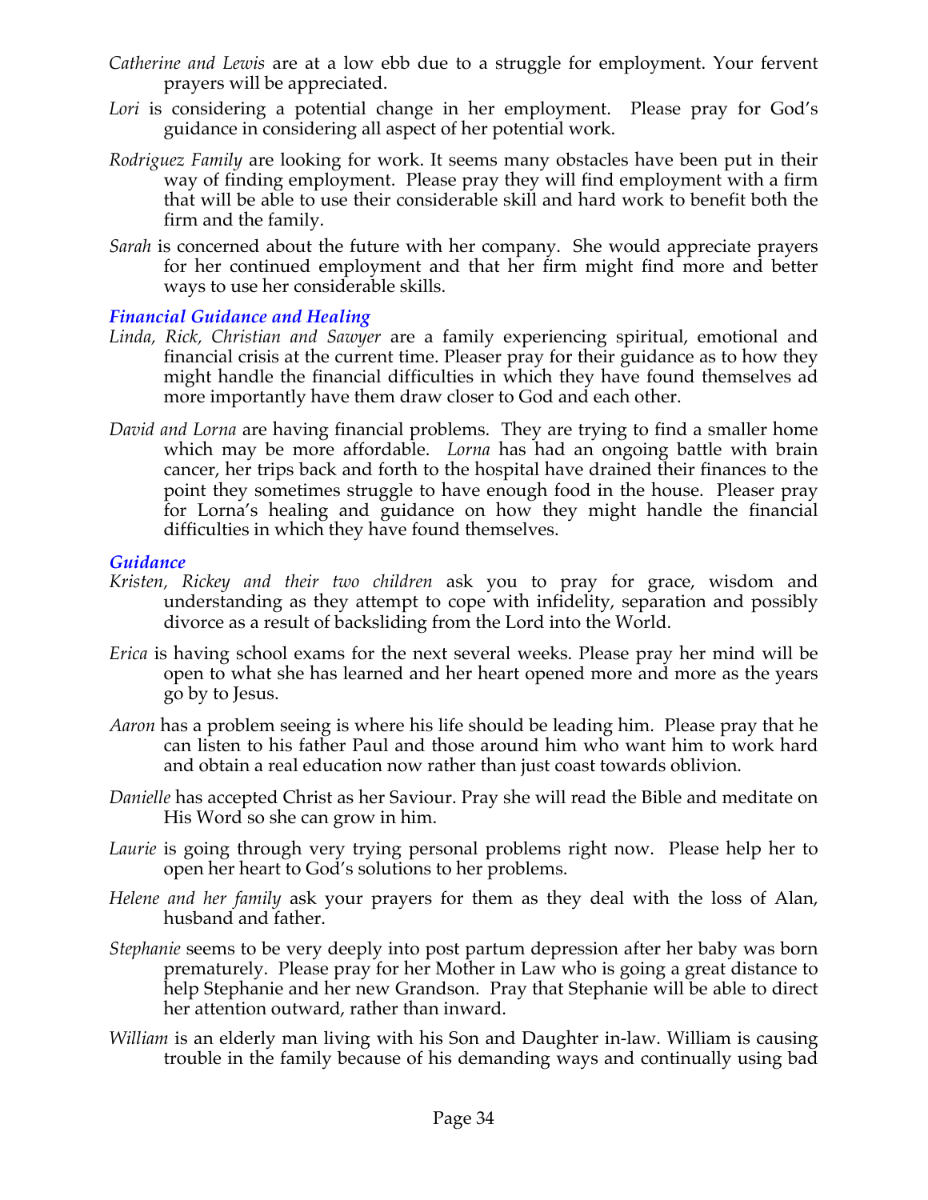*Catherine and Lewis* are at a low ebb due to a struggle for employment. Your fervent prayers will be appreciated.

*Lori* is considering a potential change in her employment. Please pray for God's guidance in considering all aspect of her potential work.

*Rodriguez Family* are looking for work. It seems many obstacles have been put in their way of finding employment. Please pray they will find employment with a firm that will be able to use their considerable skill and hard work to benefit both the firm and the family.

*Sarah* is concerned about the future with her company. She would appreciate prayers for her continued employment and that her firm might find more and better ways to use her considerable skills.

### *Financial Guidance and Healing*

*Linda, Rick, Christian and Sawyer* are a family experiencing spiritual, emotional and financial crisis at the current time. Pleaser pray for their guidance as to how they might handle the financial difficulties in which they have found themselves ad more importantly have them draw closer to God and each other.

*David and Lorna* are having financial problems. They are trying to find a smaller home which may be more affordable. *Lorna* has had an ongoing battle with brain cancer, her trips back and forth to the hospital have drained their finances to the point they sometimes struggle to have enough food in the house. Pleaser pray for Lorna's healing and guidance on how they might handle the financial difficulties in which they have found themselves.

### *Guidance*

*Kristen, Rickey and their two children* ask you to pray for grace, wisdom and understanding as they attempt to cope with infidelity, separation and possibly divorce as a result of backsliding from the Lord into the World.

*Erica* is having school exams for the next several weeks. Please pray her mind will be open to what she has learned and her heart opened more and more as the years go by to Jesus.

*Aaron* has a problem seeing is where his life should be leading him. Please pray that he can listen to his father Paul and those around him who want him to work hard and obtain a real education now rather than just coast towards oblivion.

*Danielle* has accepted Christ as her Saviour. Pray she will read the Bible and meditate on His Word so she can grow in him.

*Laurie* is going through very trying personal problems right now. Please help her to open her heart to God's solutions to her problems.

*Helene and her family* ask your prayers for them as they deal with the loss of Alan, husband and father.

*Stephanie* seems to be very deeply into post partum depression after her baby was born prematurely. Please pray for her Mother in Law who is going a great distance to help Stephanie and her new Grandson. Pray that Stephanie will be able to direct her attention outward, rather than inward.

*William* is an elderly man living with his Son and Daughter in-law. William is causing trouble in the family because of his demanding ways and continually using bad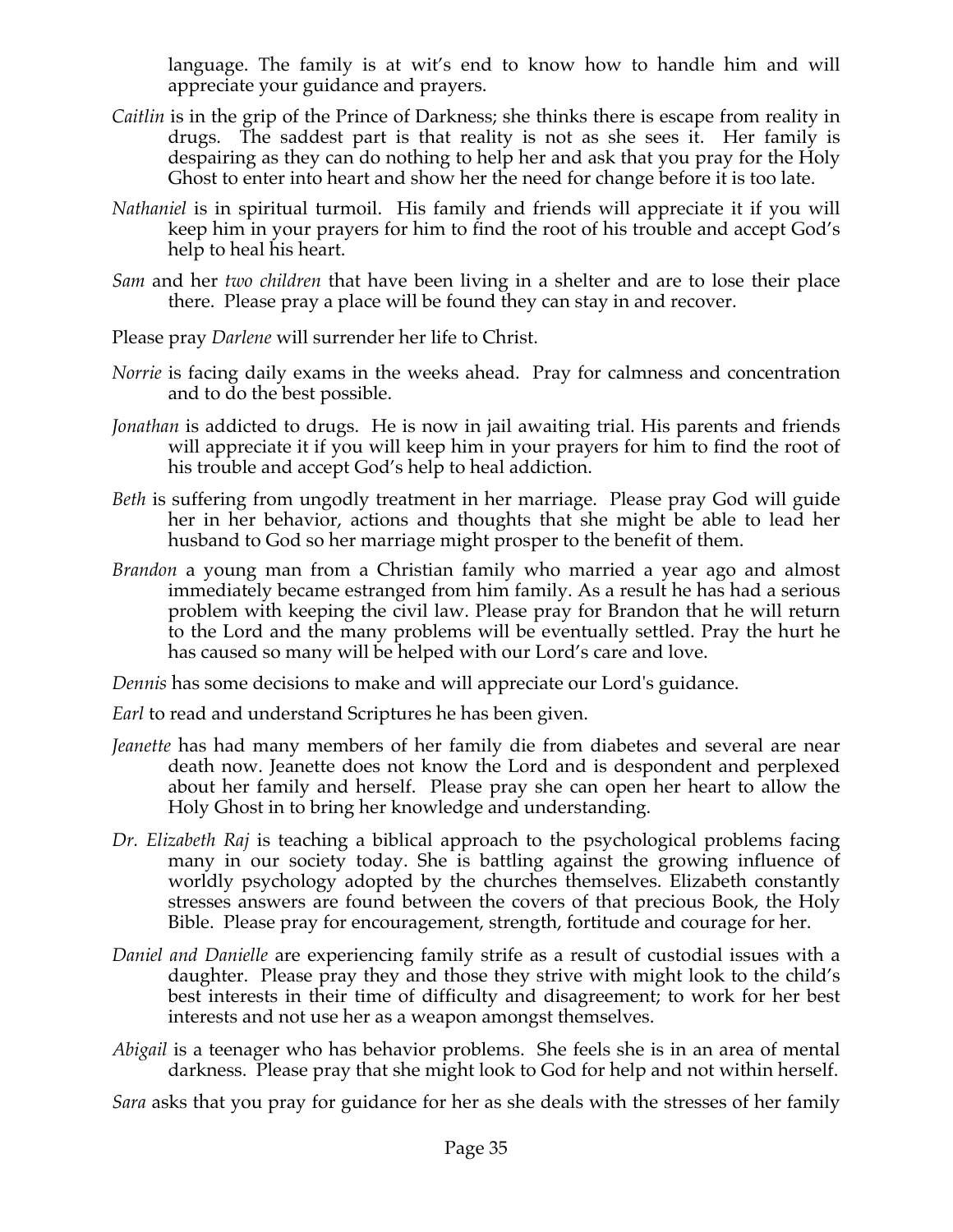language. The family is at wit's end to know how to handle him and will appreciate your guidance and prayers.

*Caitlin* is in the grip of the Prince of Darkness; she thinks there is escape from reality in drugs. The saddest part is that reality is not as she sees it. Her family is despairing as they can do nothing to help her and ask that you pray for the Holy Ghost to enter into heart and show her the need for change before it is too late.

*Nathaniel* is in spiritual turmoil. His family and friends will appreciate it if you will keep him in your prayers for him to find the root of his trouble and accept God's help to heal his heart.

*Sam* and her *two children* that have been living in a shelter and are to lose their place there. Please pray a place will be found they can stay in and recover.

Please pray *Darlene* will surrender her life to Christ.

*Norrie* is facing daily exams in the weeks ahead. Pray for calmness and concentration and to do the best possible.

*Jonathan* is addicted to drugs. He is now in jail awaiting trial. His parents and friends will appreciate it if you will keep him in your prayers for him to find the root of his trouble and accept God's help to heal addiction.

*Beth* is suffering from ungodly treatment in her marriage. Please pray God will guide her in her behavior, actions and thoughts that she might be able to lead her husband to God so her marriage might prosper to the benefit of them.

*Brandon* a young man from a Christian family who married a year ago and almost immediately became estranged from him family. As a result he has had a serious problem with keeping the civil law. Please pray for Brandon that he will return to the Lord and the many problems will be eventually settled. Pray the hurt he has caused so many will be helped with our Lord's care and love.

*Dennis* has some decisions to make and will appreciate our Lord's guidance.

*Earl* to read and understand Scriptures he has been given.

*Jeanette* has had many members of her family die from diabetes and several are near death now. Jeanette does not know the Lord and is despondent and perplexed about her family and herself. Please pray she can open her heart to allow the Holy Ghost in to bring her knowledge and understanding.

*Dr. Elizabeth Raj* is teaching a biblical approach to the psychological problems facing many in our society today. She is battling against the growing influence of worldly psychology adopted by the churches themselves. Elizabeth constantly stresses answers are found between the covers of that precious Book, the Holy Bible. Please pray for encouragement, strength, fortitude and courage for her.

*Daniel and Danielle* are experiencing family strife as a result of custodial issues with a daughter. Please pray they and those they strive with might look to the child's best interests in their time of difficulty and disagreement; to work for her best interests and not use her as a weapon amongst themselves.

*Abigail* is a teenager who has behavior problems. She feels she is in an area of mental darkness. Please pray that she might look to God for help and not within herself.

*Sara* asks that you pray for guidance for her as she deals with the stresses of her family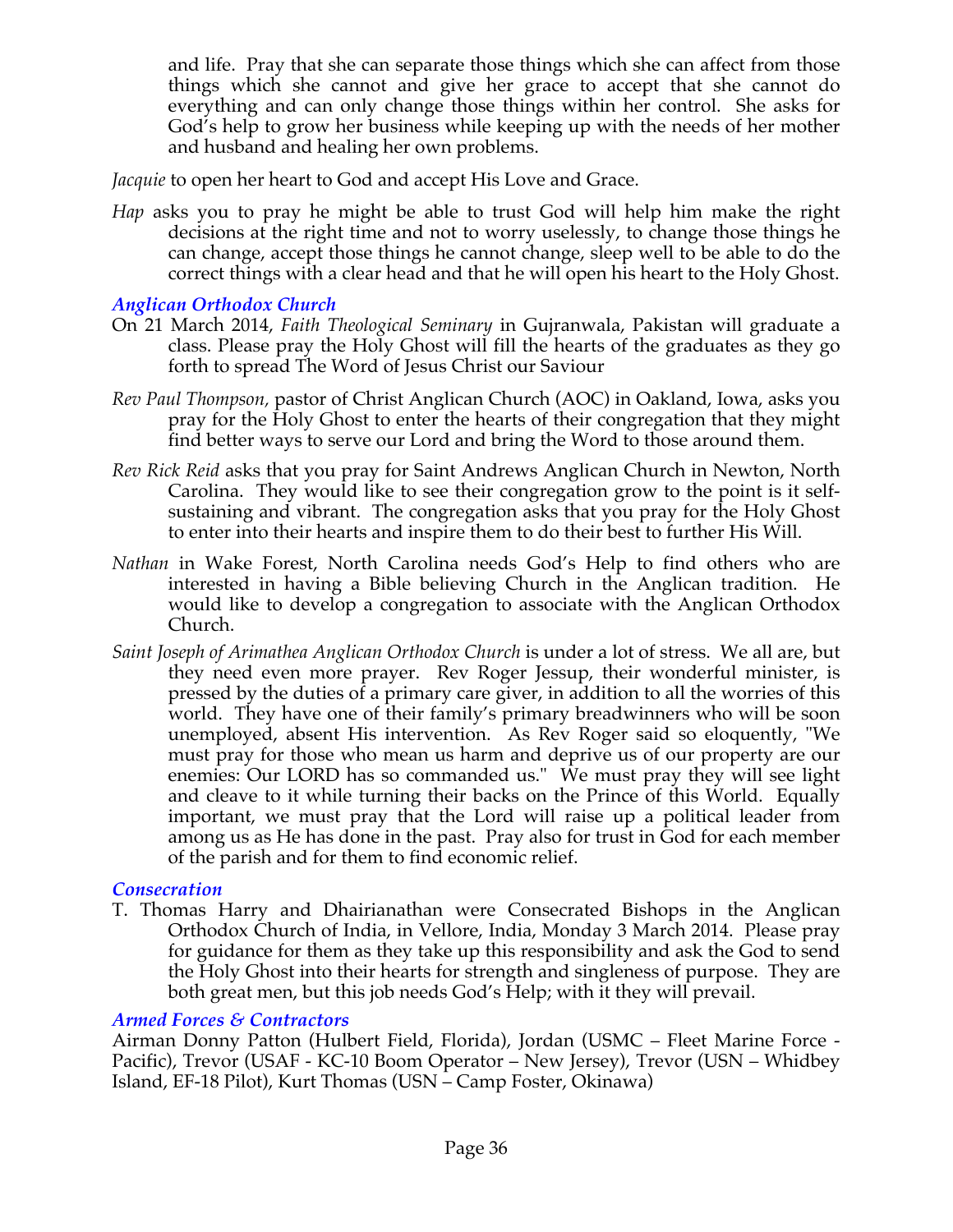and life. Pray that she can separate those things which she can affect from those things which she cannot and give her grace to accept that she cannot do everything and can only change those things within her control. She asks for God's help to grow her business while keeping up with the needs of her mother and husband and healing her own problems.

*Jacquie* to open her heart to God and accept His Love and Grace.

*Hap* asks you to pray he might be able to trust God will help him make the right decisions at the right time and not to worry uselessly, to change those things he can change, accept those things he cannot change, sleep well to be able to do the correct things with a clear head and that he will open his heart to the Holy Ghost.

### *Anglican Orthodox Church*

On 21 March 2014, *Faith Theological Seminary* in Gujranwala, Pakistan will graduate a class. Please pray the Holy Ghost will fill the hearts of the graduates as they go forth to spread The Word of Jesus Christ our Saviour

*Rev Paul Thompson*, pastor of Christ Anglican Church (AOC) in Oakland, Iowa, asks you pray for the Holy Ghost to enter the hearts of their congregation that they might find better ways to serve our Lord and bring the Word to those around them.

*Rev Rick Reid* asks that you pray for Saint Andrews Anglican Church in Newton, North Carolina. They would like to see their congregation grow to the point is it self-sustaining and vibrant. The congregation asks that you pray for the Holy Ghost to enter into their hearts and inspire them to do their best to further His Will.

*Nathan* in Wake Forest, North Carolina needs God's Help to find others who are interested in having a Bible believing Church in the Anglican tradition. He would like to develop a congregation to associate with the Anglican Orthodox Church.

*Saint Joseph of Arimathea Anglican Orthodox Church* is under a lot of stress. We all are, but they need even more prayer. Rev Roger Jessup, their wonderful minister, is pressed by the duties of a primary care giver, in addition to all the worries of this world. They have one of their family's primary breadwinners who will be soon unemployed, absent His intervention. As Rev Roger said so eloquently, "We must pray for those who mean us harm and deprive us of our property are our enemies: Our LORD has so commanded us." We must pray they will see light and cleave to it while turning their backs on the Prince of this World. Equally important, we must pray that the Lord will raise up a political leader from among us as He has done in the past. Pray also for trust in God for each member of the parish and for them to find economic relief.

### *Consecration*

T. Thomas Harry and Dhairianathan were Consecrated Bishops in the Anglican Orthodox Church of India, in Vellore, India, Monday 3 March 2014. Please pray for guidance for them as they take up this responsibility and ask the God to send the Holy Ghost into their hearts for strength and singleness of purpose. They are both great men, but this job needs God's Help; with it they will prevail.

### *Armed Forces & Contractors*

Airman Donny Patton (Hulbert Field, Florida), Jordan (USMC – Fleet Marine Force - Pacific), Trevor (USAF - KC-10 Boom Operator – New Jersey), Trevor (USN – Whidbey Island, EF-18 Pilot), Kurt Thomas (USN – Camp Foster, Okinawa)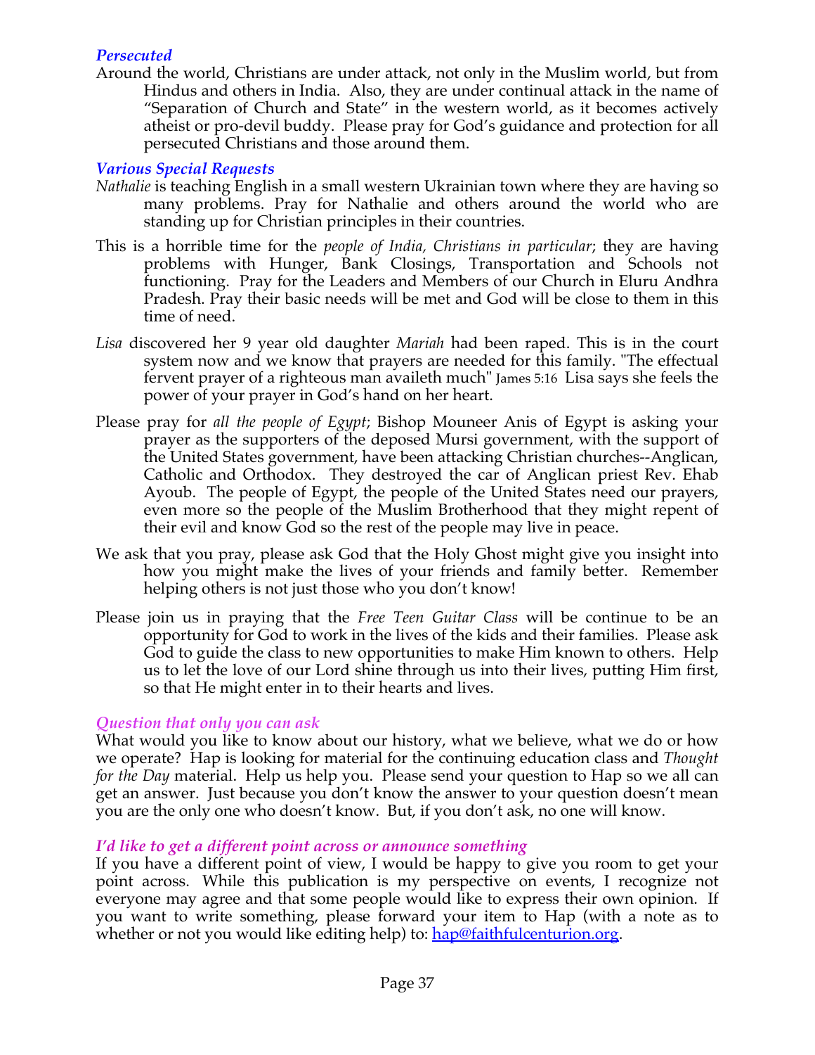### *Persecuted*

Around the world, Christians are under attack, not only in the Muslim world, but from Hindus and others in India. Also, they are under continual attack in the name of "Separation of Church and State" in the western world, as it becomes actively atheist or pro-devil buddy. Please pray for God's guidance and protection for all persecuted Christians and those around them.

### *Various Special Requests*

*Nathalie* is teaching English in a small western Ukrainian town where they are having so many problems. Pray for Nathalie and others around the world who are standing up for Christian principles in their countries.

This is a horrible time for the *people of India, Christians in particular*; they are having problems with Hunger, Bank Closings, Transportation and Schools not functioning. Pray for the Leaders and Members of our Church in Eluru Andhra Pradesh. Pray their basic needs will be met and God will be close to them in this time of need.

*Lisa* discovered her 9 year old daughter *Mariah* had been raped. This is in the court system now and we know that prayers are needed for this family. "The effectual fervent prayer of a righteous man availeth much" James 5:16 Lisa says she feels the power of your prayer in God's hand on her heart.

Please pray for *all the people of Egypt*; Bishop Mouneer Anis of Egypt is asking your prayer as the supporters of the deposed Mursi government, with the support of the United States government, have been attacking Christian churches--Anglican, Catholic and Orthodox. They destroyed the car of Anglican priest Rev. Ehab Ayoub. The people of Egypt, the people of the United States need our prayers, even more so the people of the Muslim Brotherhood that they might repent of their evil and know God so the rest of the people may live in peace.

We ask that you pray, please ask God that the Holy Ghost might give you insight into how you might make the lives of your friends and family better. Remember helping others is not just those who you don't know!

Please join us in praying that the *Free Teen Guitar Class* will be continue to be an opportunity for God to work in the lives of the kids and their families. Please ask God to guide the class to new opportunities to make Him known to others. Help us to let the love of our Lord shine through us into their lives, putting Him first, so that He might enter in to their hearts and lives.

### *Question that only you can ask*

What would you like to know about our history, what we believe, what we do or how we operate? Hap is looking for material for the continuing education class and *Thought for the Day* material. Help us help you. Please send your question to Hap so we all can get an answer. Just because you don't know the answer to your question doesn't mean you are the only one who doesn't know. But, if you don't ask, no one will know.

### *I'd like to get a different point across or announce something*

If you have a different point of view, I would be happy to give you room to get your point across. While this publication is my perspective on events, I recognize not everyone may agree and that some people would like to express their own opinion. If you want to write something, please forward your item to Hap (with a note as to whether or not you would like editing help) to: [hap@faithfulcenturion.org](mailto:hap@faithfulcenturion.org).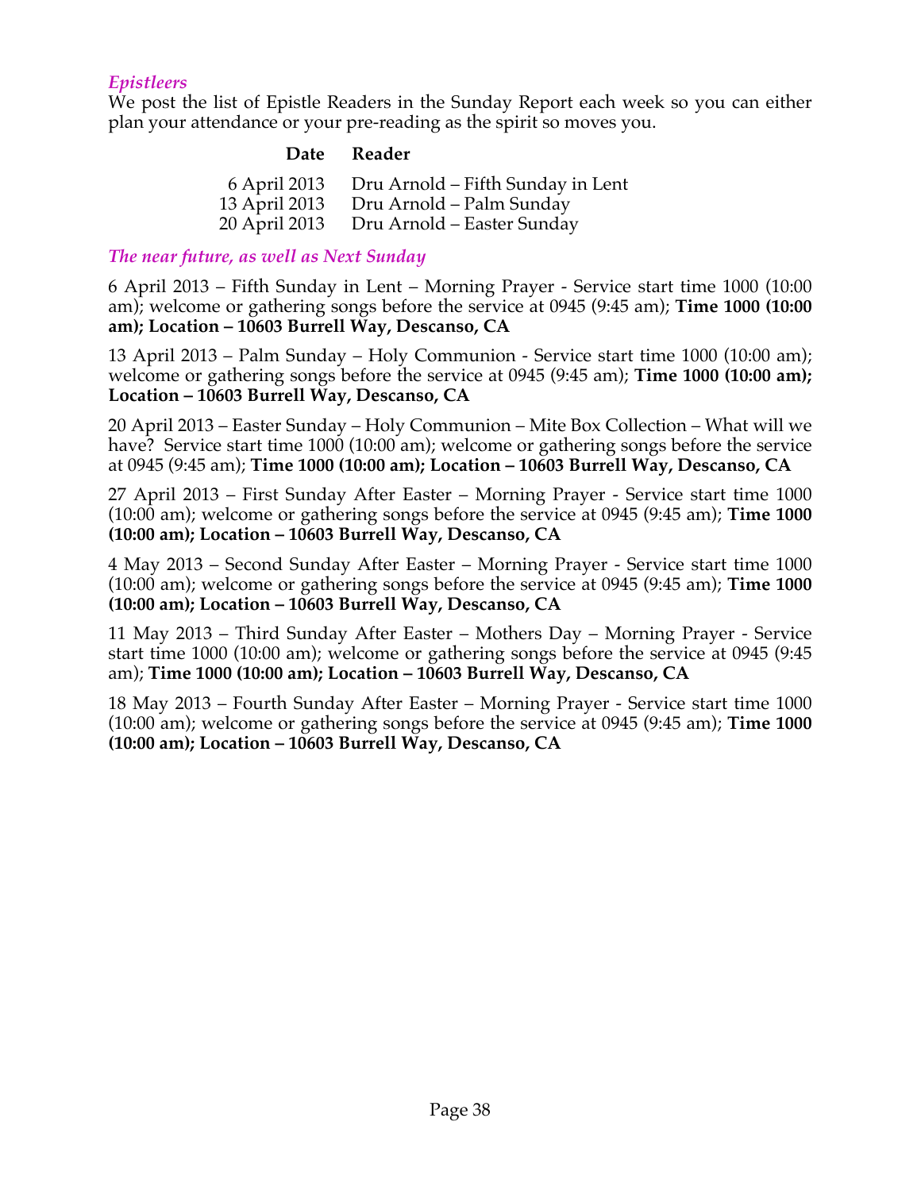*Epistleers*

We post the list of Epistle Readers in the Sunday Report each week so you can either plan your attendance or your pre-reading as the spirit so moves you.

| Date | Reader |
|---|---|
| 6 April 2013 | Dru Arnold – Fifth Sunday in Lent |
| 13 April 2013 | Dru Arnold – Palm Sunday |
| 20 April 2013 | Dru Arnold – Easter Sunday |

*The near future, as well as Next Sunday*

6 April 2013 – Fifth Sunday in Lent – Morning Prayer - Service start time 1000 (10:00 am); welcome or gathering songs before the service at 0945 (9:45 am); **Time 1000 (10:00 am); Location – 10603 Burrell Way, Descanso, CA**

13 April 2013 – Palm Sunday – Holy Communion - Service start time 1000 (10:00 am); welcome or gathering songs before the service at 0945 (9:45 am); **Time 1000 (10:00 am); Location – 10603 Burrell Way, Descanso, CA**

20 April 2013 – Easter Sunday – Holy Communion – Mite Box Collection – What will we have? Service start time 1000 (10:00 am); welcome or gathering songs before the service at 0945 (9:45 am); **Time 1000 (10:00 am); Location – 10603 Burrell Way, Descanso, CA**

27 April 2013 – First Sunday After Easter – Morning Prayer - Service start time 1000 (10:00 am); welcome or gathering songs before the service at 0945 (9:45 am); **Time 1000 (10:00 am); Location – 10603 Burrell Way, Descanso, CA**

4 May 2013 – Second Sunday After Easter – Morning Prayer - Service start time 1000 (10:00 am); welcome or gathering songs before the service at 0945 (9:45 am); **Time 1000 (10:00 am); Location – 10603 Burrell Way, Descanso, CA**

11 May 2013 – Third Sunday After Easter – Mothers Day – Morning Prayer - Service start time 1000 (10:00 am); welcome or gathering songs before the service at 0945 (9:45 am); **Time 1000 (10:00 am); Location – 10603 Burrell Way, Descanso, CA**

18 May 2013 – Fourth Sunday After Easter – Morning Prayer - Service start time 1000 (10:00 am); welcome or gathering songs before the service at 0945 (9:45 am); **Time 1000 (10:00 am); Location – 10603 Burrell Way, Descanso, CA**